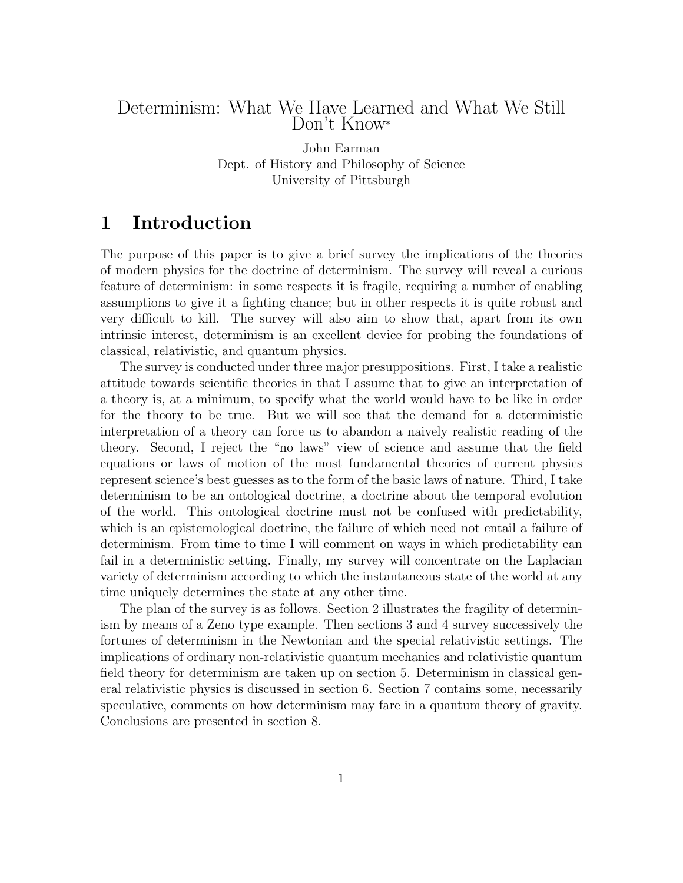# Determinism: What We Have Learned and What We Still Don't Know*

John Earman
Dept. of History and Philosophy of Science
University of Pittsburgh

## 1 Introduction

The purpose of this paper is to give a brief survey the implications of the theories of modern physics for the doctrine of determinism. The survey will reveal a curious feature of determinism: in some respects it is fragile, requiring a number of enabling assumptions to give it a fighting chance; but in other respects it is quite robust and very difficult to kill. The survey will also aim to show that, apart from its own intrinsic interest, determinism is an excellent device for probing the foundations of classical, relativistic, and quantum physics.

The survey is conducted under three major presuppositions. First, I take a realistic attitude towards scientific theories in that I assume that to give an interpretation of a theory is, at a minimum, to specify what the world would have to be like in order for the theory to be true. But we will see that the demand for a deterministic interpretation of a theory can force us to abandon a naively realistic reading of the theory. Second, I reject the "no laws" view of science and assume that the field equations or laws of motion of the most fundamental theories of current physics represent science's best guesses as to the form of the basic laws of nature. Third, I take determinism to be an ontological doctrine, a doctrine about the temporal evolution of the world. This ontological doctrine must not be confused with predictability, which is an epistemological doctrine, the failure of which need not entail a failure of determinism. From time to time I will comment on ways in which predictability can fail in a deterministic setting. Finally, my survey will concentrate on the Laplacian variety of determinism according to which the instantaneous state of the world at any time uniquely determines the state at any other time.

The plan of the survey is as follows. Section 2 illustrates the fragility of determinism by means of a Zeno type example. Then sections 3 and 4 survey successively the fortunes of determinism in the Newtonian and the special relativistic settings. The implications of ordinary non-relativistic quantum mechanics and relativistic quantum field theory for determinism are taken up on section 5. Determinism in classical general relativistic physics is discussed in section 6. Section 7 contains some, necessarily speculative, comments on how determinism may fare in a quantum theory of gravity. Conclusions are presented in section 8.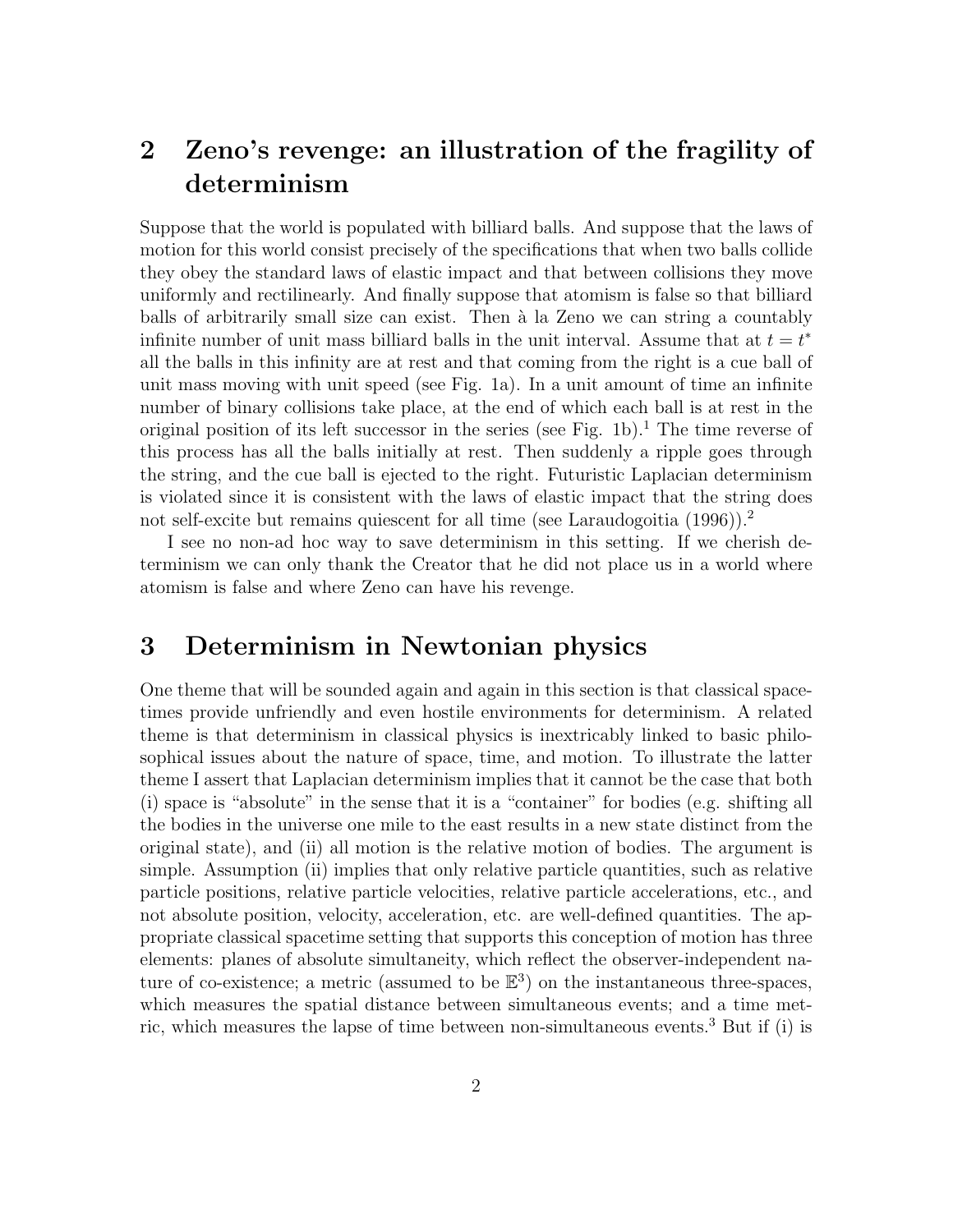## 2 Zeno's revenge: an illustration of the fragility of determinism

Suppose that the world is populated with billiard balls. And suppose that the laws of motion for this world consist precisely of the specifications that when two balls collide they obey the standard laws of elastic impact and that between collisions they move uniformly and rectilinearly. And finally suppose that atomism is false so that billiard balls of arbitrarily small size can exist. Then à la Zeno we can string a countably infinite number of unit mass billiard balls in the unit interval. Assume that at $t = t^*$ all the balls in this infinity are at rest and that coming from the right is a cue ball of unit mass moving with unit speed (see Fig. 1a). In a unit amount of time an infinite number of binary collisions take place, at the end of which each ball is at rest in the original position of its left successor in the series (see Fig. 1b).[1] The time reverse of this process has all the balls initially at rest. Then suddenly a ripple goes through the string, and the cue ball is ejected to the right. Futuristic Laplacian determinism is violated since it is consistent with the laws of elastic impact that the string does not self-excite but remains quiescent for all time (see Laraudogoitia (1996)).[2]

I see no non-ad hoc way to save determinism in this setting. If we cherish determinism we can only thank the Creator that he did not place us in a world where atomism is false and where Zeno can have his revenge.

## 3 Determinism in Newtonian physics

One theme that will be sounded again and again in this section is that classical spacetimes provide unfriendly and even hostile environments for determinism. A related theme is that determinism in classical physics is inextricably linked to basic philosophical issues about the nature of space, time, and motion. To illustrate the latter theme I assert that Laplacian determinism implies that it cannot be the case that both (i) space is "absolute" in the sense that it is a "container" for bodies (e.g. shifting all the bodies in the universe one mile to the east results in a new state distinct from the original state), and (ii) all motion is the relative motion of bodies. The argument is simple. Assumption (ii) implies that only relative particle quantities, such as relative particle positions, relative particle velocities, relative particle accelerations, etc., and not absolute position, velocity, acceleration, etc. are well-defined quantities. The appropriate classical spacetime setting that supports this conception of motion has three elements: planes of absolute simultaneity, which reflect the observer-independent nature of co-existence; a metric (assumed to be $\mathbb{E}^3$) on the instantaneous three-spaces, which measures the spatial distance between simultaneous events; and a time metric, which measures the lapse of time between non-simultaneous events.[3] But if (i) is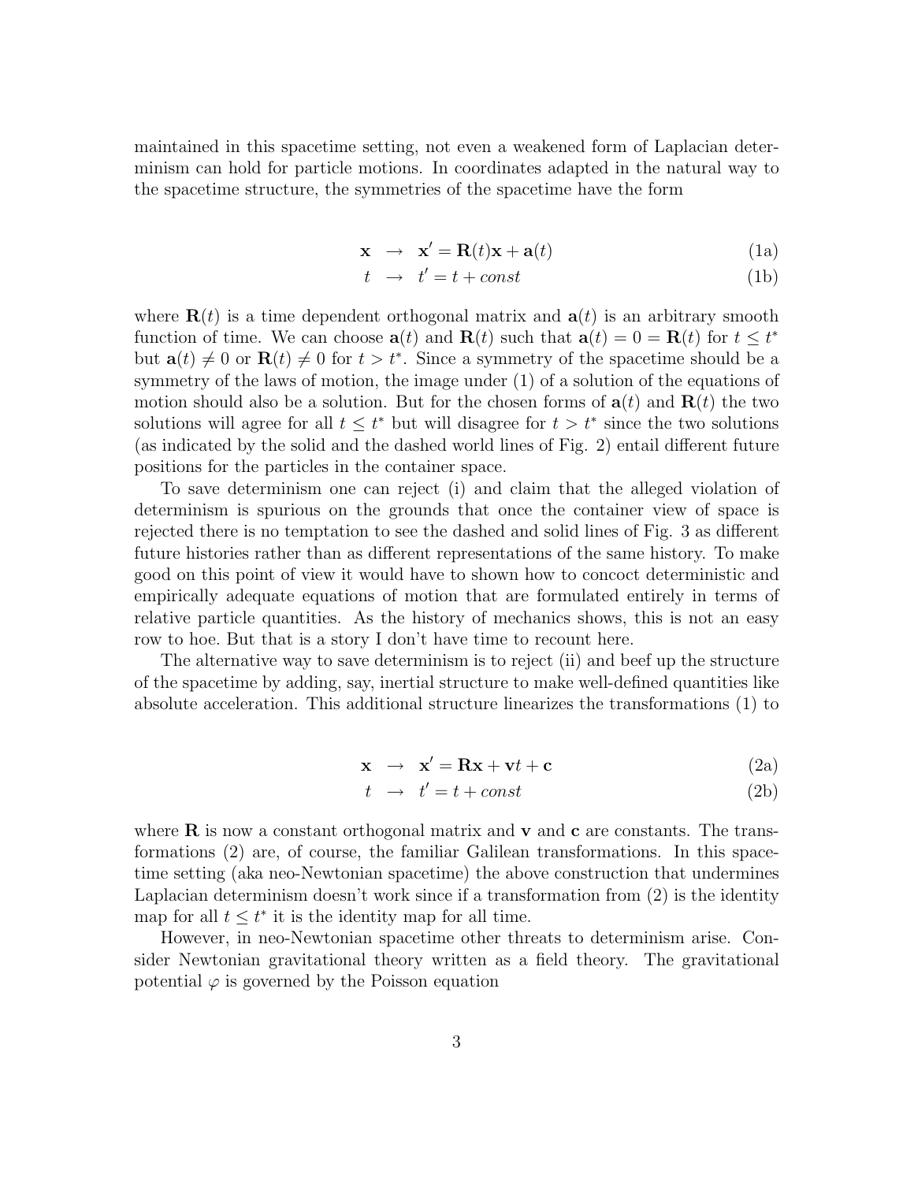maintained in this spacetime setting, not even a weakened form of Laplacian determinism can hold for particle motions. In coordinates adapted in the natural way to the spacetime structure, the symmetries of the spacetime have the form

$$\mathbf{x} \rightarrow \mathbf{x}' = \mathbf{R}(t)\mathbf{x} + \mathbf{a}(t) \tag{1a}$$

$$t \rightarrow t' = t + const \tag{1b}$$

where $\mathbf{R}(t)$ is a time dependent orthogonal matrix and $\mathbf{a}(t)$ is an arbitrary smooth function of time. We can choose $\mathbf{a}(t)$ and $\mathbf{R}(t)$ such that $\mathbf{a}(t) = 0 = \mathbf{R}(t)$ for $t \leq t^*$ but $\mathbf{a}(t) \neq 0$ or $\mathbf{R}(t) \neq 0$ for $t > t^*$. Since a symmetry of the spacetime should be a symmetry of the laws of motion, the image under (1) of a solution of the equations of motion should also be a solution. But for the chosen forms of $\mathbf{a}(t)$ and $\mathbf{R}(t)$ the two solutions will agree for all $t \leq t^*$ but will disagree for $t > t^*$ since the two solutions (as indicated by the solid and the dashed world lines of Fig. 2) entail different future positions for the particles in the container space.

To save determinism one can reject (i) and claim that the alleged violation of determinism is spurious on the grounds that once the container view of space is rejected there is no temptation to see the dashed and solid lines of Fig. 3 as different future histories rather than as different representations of the same history. To make good on this point of view it would have to shown how to concoct deterministic and empirically adequate equations of motion that are formulated entirely in terms of relative particle quantities. As the history of mechanics shows, this is not an easy row to hoe. But that is a story I don't have time to recount here.

The alternative way to save determinism is to reject (ii) and beef up the structure of the spacetime by adding, say, inertial structure to make well-defined quantities like absolute acceleration. This additional structure linearizes the transformations (1) to

$$\mathbf{x} \rightarrow \mathbf{x}' = \mathbf{R}\mathbf{x} + \mathbf{v}t + \mathbf{c} \tag{2a}$$

$$t \rightarrow t' = t + const \tag{2b}$$

where $\mathbf{R}$ is now a constant orthogonal matrix and $\mathbf{v}$ and $\mathbf{c}$ are constants. The transformations (2) are, of course, the familiar Galilean transformations. In this spacetime setting (aka neo-Newtonian spacetime) the above construction that undermines Laplacian determinism doesn't work since if a transformation from (2) is the identity map for all $t \leq t^*$ it is the identity map for all time.

However, in neo-Newtonian spacetime other threats to determinism arise. Consider Newtonian gravitational theory written as a field theory. The gravitational potential $\varphi$ is governed by the Poisson equation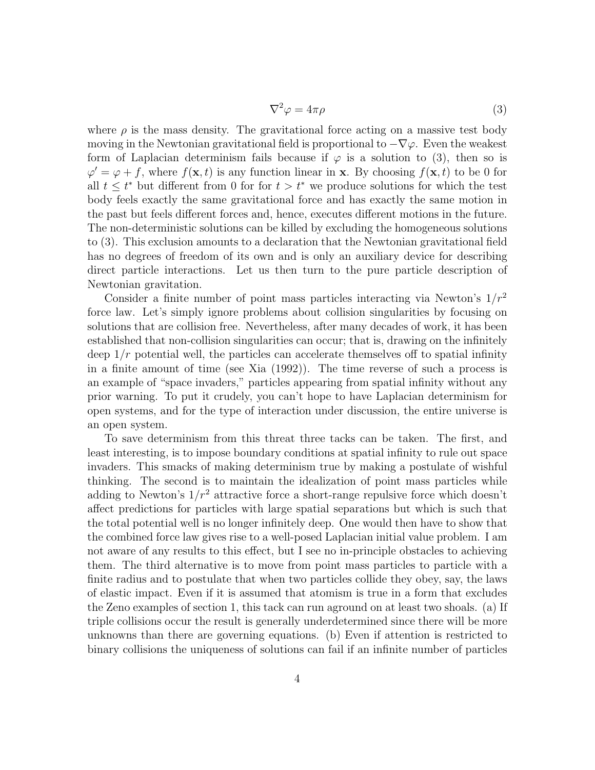$$\nabla^2 \varphi = 4\pi\rho \tag{3}$$

where $\rho$ is the mass density. The gravitational force acting on a massive test body moving in the Newtonian gravitational field is proportional to $-\nabla\varphi$. Even the weakest form of Laplacian determinism fails because if $\varphi$ is a solution to (3), then so is $\varphi' = \varphi + f$, where $f(\mathbf{x}, t)$ is any function linear in $\mathbf{x}$. By choosing $f(\mathbf{x}, t)$ to be 0 for all $t \leq t^*$ but different from 0 for for $t > t^*$ we produce solutions for which the test body feels exactly the same gravitational force and has exactly the same motion in the past but feels different forces and, hence, executes different motions in the future. The non-deterministic solutions can be killed by excluding the homogeneous solutions to (3). This exclusion amounts to a declaration that the Newtonian gravitational field has no degrees of freedom of its own and is only an auxiliary device for describing direct particle interactions. Let us then turn to the pure particle description of Newtonian gravitation.

Consider a finite number of point mass particles interacting via Newton's $1/r^2$ force law. Let's simply ignore problems about collision singularities by focusing on solutions that are collision free. Nevertheless, after many decades of work, it has been established that non-collision singularities can occur; that is, drawing on the infinitely deep $1/r$ potential well, the particles can accelerate themselves off to spatial infinity in a finite amount of time (see Xia (1992)). The time reverse of such a process is an example of "space invaders," particles appearing from spatial infinity without any prior warning. To put it crudely, you can't hope to have Laplacian determinism for open systems, and for the type of interaction under discussion, the entire universe is an open system.

To save determinism from this threat three tacks can be taken. The first, and least interesting, is to impose boundary conditions at spatial infinity to rule out space invaders. This smacks of making determinism true by making a postulate of wishful thinking. The second is to maintain the idealization of point mass particles while adding to Newton's $1/r^2$ attractive force a short-range repulsive force which doesn't affect predictions for particles with large spatial separations but which is such that the total potential well is no longer infinitely deep. One would then have to show that the combined force law gives rise to a well-posed Laplacian initial value problem. I am not aware of any results to this effect, but I see no in-principle obstacles to achieving them. The third alternative is to move from point mass particles to particle with a finite radius and to postulate that when two particles collide they obey, say, the laws of elastic impact. Even if it is assumed that atomism is true in a form that excludes the Zeno examples of section 1, this tack can run aground on at least two shoals. (a) If triple collisions occur the result is generally underdetermined since there will be more unknowns than there are governing equations. (b) Even if attention is restricted to binary collisions the uniqueness of solutions can fail if an infinite number of particles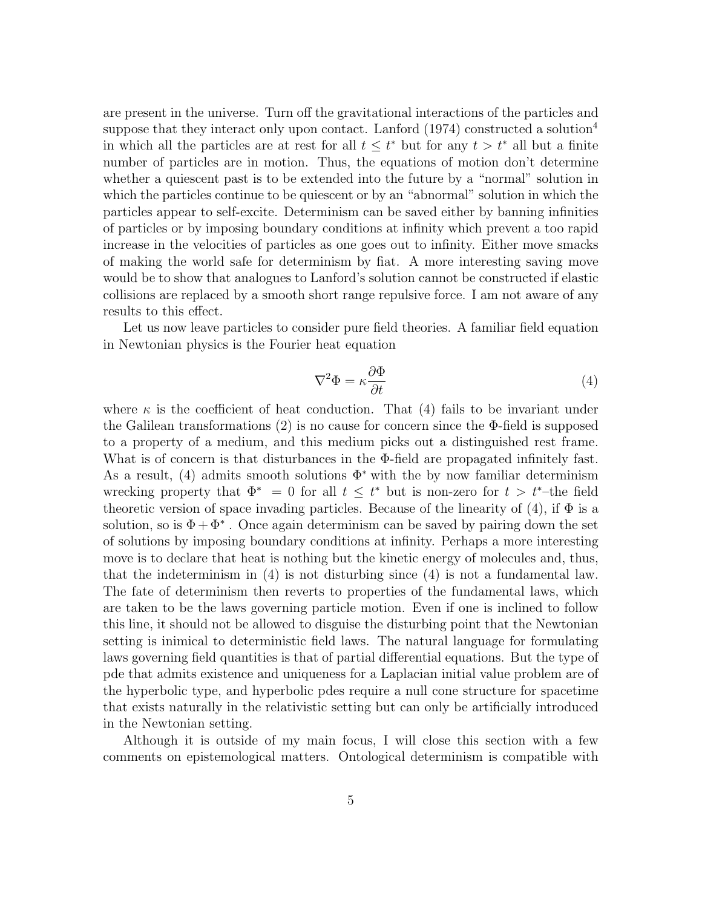are present in the universe. Turn off the gravitational interactions of the particles and suppose that they interact only upon contact. Lanford (1974) constructed a solution[4] in which all the particles are at rest for all $t \leq t^*$ but for any $t > t^*$ all but a finite number of particles are in motion. Thus, the equations of motion don't determine whether a quiescent past is to be extended into the future by a "normal" solution in which the particles continue to be quiescent or by an "abnormal" solution in which the particles appear to self-excite. Determinism can be saved either by banning infinities of particles or by imposing boundary conditions at infinity which prevent a too rapid increase in the velocities of particles as one goes out to infinity. Either move smacks of making the world safe for determinism by fiat. A more interesting saving move would be to show that analogues to Lanford's solution cannot be constructed if elastic collisions are replaced by a smooth short range repulsive force. I am not aware of any results to this effect.

Let us now leave particles to consider pure field theories. A familiar field equation in Newtonian physics is the Fourier heat equation

$$\nabla^2 \Phi = \kappa \frac{\partial \Phi}{\partial t} \tag{4}$$

where $\kappa$ is the coefficient of heat conduction. That (4) fails to be invariant under the Galilean transformations (2) is no cause for concern since the $\Phi$-field is supposed to a property of a medium, and this medium picks out a distinguished rest frame. What is of concern is that disturbances in the $\Phi$-field are propagated infinitely fast. As a result, (4) admits smooth solutions $\Phi^*$ with the by now familiar determinism wrecking property that $\Phi^* = 0$ for all $t \leq t^*$ but is non-zero for $t > t^*$–the field theoretic version of space invading particles. Because of the linearity of (4), if $\Phi$ is a solution, so is $\Phi + \Phi^*$. Once again determinism can be saved by pairing down the set of solutions by imposing boundary conditions at infinity. Perhaps a more interesting move is to declare that heat is nothing but the kinetic energy of molecules and, thus, that the indeterminism in (4) is not disturbing since (4) is not a fundamental law. The fate of determinism then reverts to properties of the fundamental laws, which are taken to be the laws governing particle motion. Even if one is inclined to follow this line, it should not be allowed to disguise the disturbing point that the Newtonian setting is inimical to deterministic field laws. The natural language for formulating laws governing field quantities is that of partial differential equations. But the type of pde that admits existence and uniqueness for a Laplacian initial value problem are of the hyperbolic type, and hyperbolic pdes require a null cone structure for spacetime that exists naturally in the relativistic setting but can only be artificially introduced in the Newtonian setting.

Although it is outside of my main focus, I will close this section with a few comments on epistemological matters. Ontological determinism is compatible with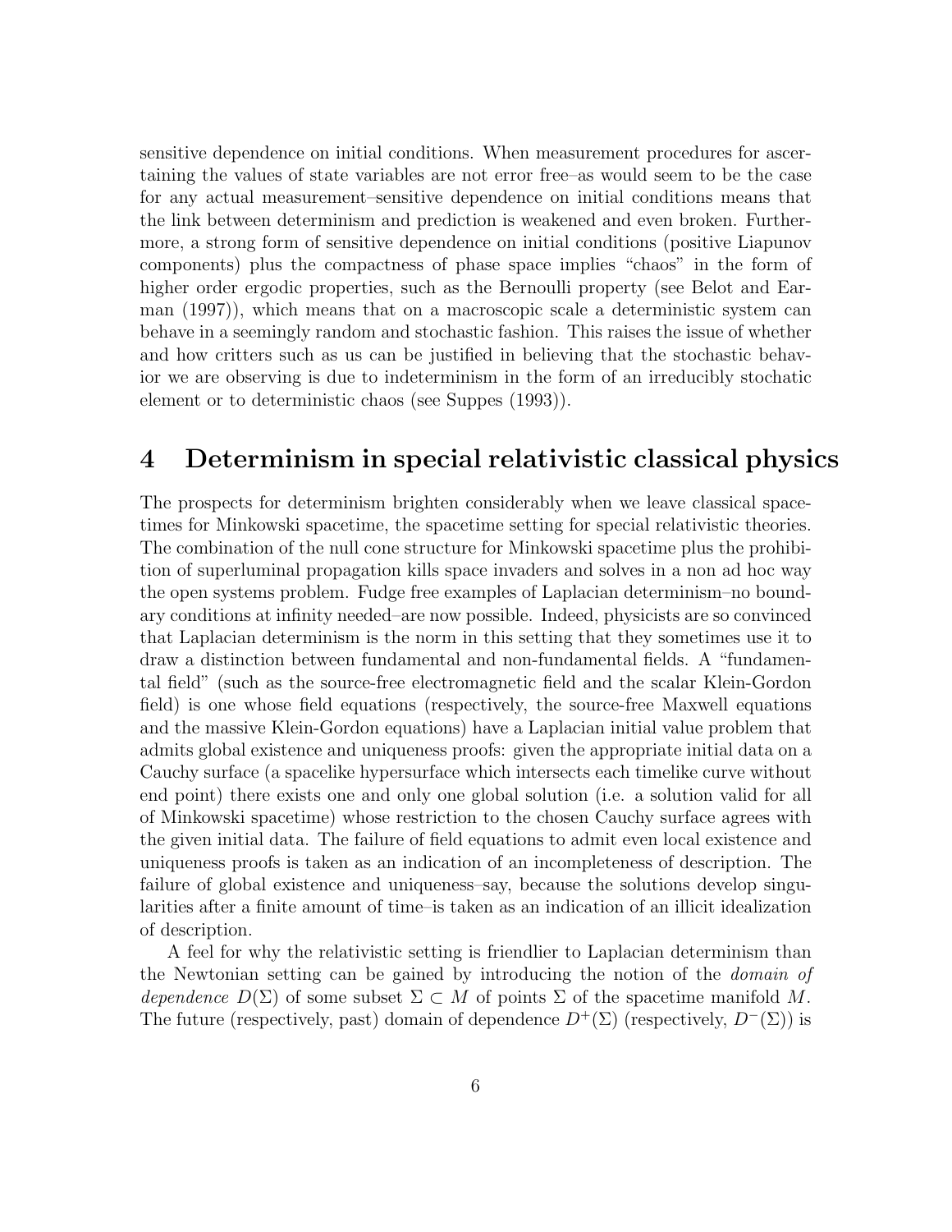sensitive dependence on initial conditions. When measurement procedures for ascertaining the values of state variables are not error free–as would seem to be the case for any actual measurement–sensitive dependence on initial conditions means that the link between determinism and prediction is weakened and even broken. Furthermore, a strong form of sensitive dependence on initial conditions (positive Liapunov components) plus the compactness of phase space implies "chaos" in the form of higher order ergodic properties, such as the Bernoulli property (see Belot and Earman (1997)), which means that on a macroscopic scale a deterministic system can behave in a seemingly random and stochastic fashion. This raises the issue of whether and how critters such as us can be justified in believing that the stochastic behavior we are observing is due to indeterminism in the form of an irreducibly stochatic element or to deterministic chaos (see Suppes (1993)).

# 4 Determinism in special relativistic classical physics

The prospects for determinism brighten considerably when we leave classical spacetimes for Minkowski spacetime, the spacetime setting for special relativistic theories. The combination of the null cone structure for Minkowski spacetime plus the prohibition of superluminal propagation kills space invaders and solves in a non ad hoc way the open systems problem. Fudge free examples of Laplacian determinism–no boundary conditions at infinity needed–are now possible. Indeed, physicists are so convinced that Laplacian determinism is the norm in this setting that they sometimes use it to draw a distinction between fundamental and non-fundamental fields. A "fundamental field" (such as the source-free electromagnetic field and the scalar Klein-Gordon field) is one whose field equations (respectively, the source-free Maxwell equations and the massive Klein-Gordon equations) have a Laplacian initial value problem that admits global existence and uniqueness proofs: given the appropriate initial data on a Cauchy surface (a spacelike hypersurface which intersects each timelike curve without end point) there exists one and only one global solution (i.e. a solution valid for all of Minkowski spacetime) whose restriction to the chosen Cauchy surface agrees with the given initial data. The failure of field equations to admit even local existence and uniqueness proofs is taken as an indication of an incompleteness of description. The failure of global existence and uniqueness–say, because the solutions develop singularities after a finite amount of time–is taken as an indication of an illicit idealization of description.

A feel for why the relativistic setting is friendlier to Laplacian determinism than the Newtonian setting can be gained by introducing the notion of the *domain of dependence* $D(\Sigma)$ of some subset $\Sigma \subset M$ of points $\Sigma$ of the spacetime manifold $M$. The future (respectively, past) domain of dependence $D^+(\Sigma)$ (respectively, $D^-(\Sigma)$) is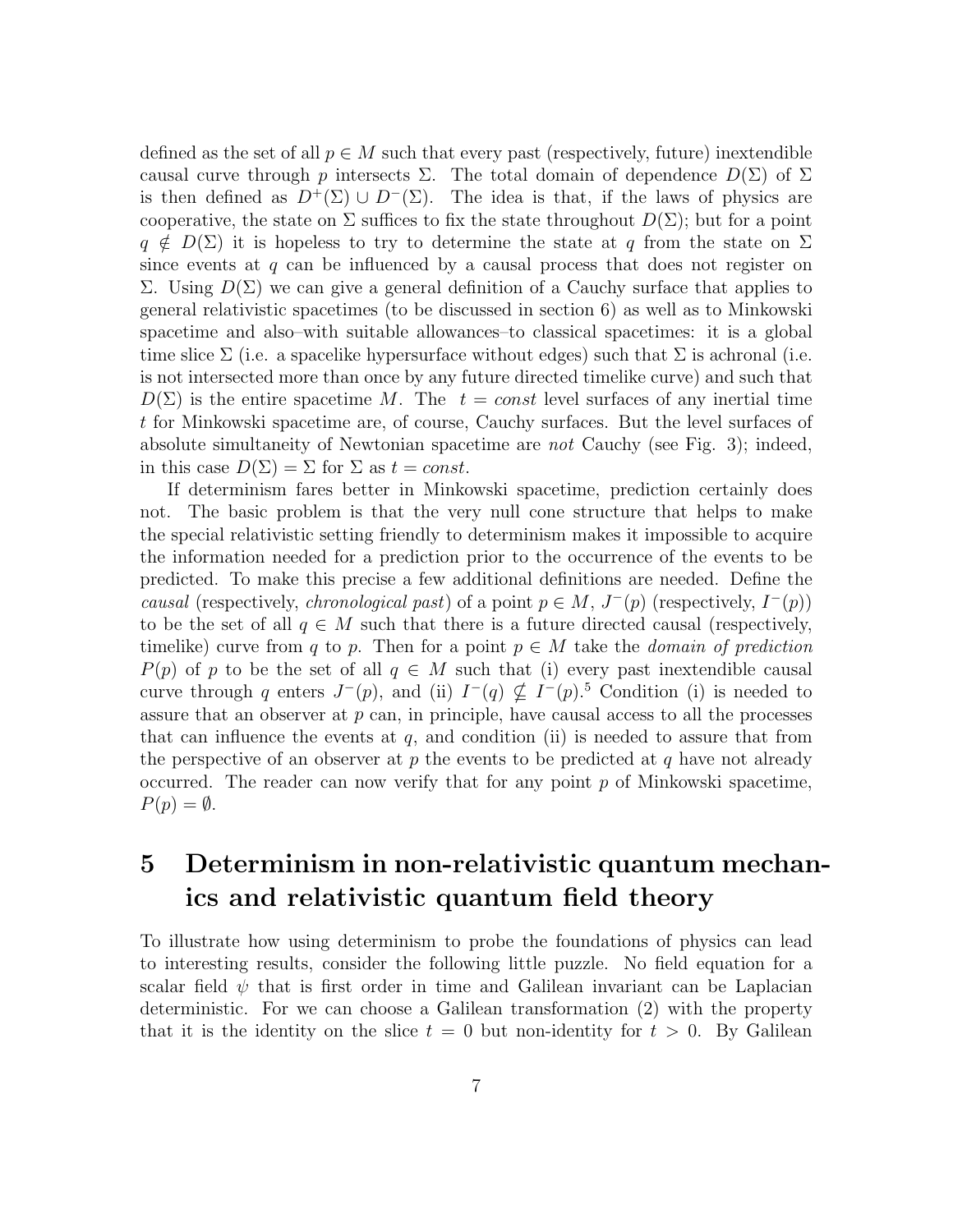defined as the set of all $p \in M$ such that every past (respectively, future) inextendible causal curve through $p$ intersects $\Sigma$. The total domain of dependence $D(\Sigma)$ of $\Sigma$ is then defined as $D^+(\Sigma) \cup D^-(\Sigma)$. The idea is that, if the laws of physics are cooperative, the state on $\Sigma$ suffices to fix the state throughout $D(\Sigma)$; but for a point $q \notin D(\Sigma)$ it is hopeless to try to determine the state at $q$ from the state on $\Sigma$ since events at $q$ can be influenced by a causal process that does not register on $\Sigma$. Using $D(\Sigma)$ we can give a general definition of a Cauchy surface that applies to general relativistic spacetimes (to be discussed in section 6) as well as to Minkowski spacetime and also–with suitable allowances–to classical spacetimes: it is a global time slice $\Sigma$ (i.e. a spacelike hypersurface without edges) such that $\Sigma$ is achronal (i.e. is not intersected more than once by any future directed timelike curve) and such that $D(\Sigma)$ is the entire spacetime $M$. The $t = const$ level surfaces of any inertial time $t$ for Minkowski spacetime are, of course, Cauchy surfaces. But the level surfaces of absolute simultaneity of Newtonian spacetime are *not* Cauchy (see Fig. 3); indeed, in this case $D(\Sigma) = \Sigma$ for $\Sigma$ as $t = const$.

If determinism fares better in Minkowski spacetime, prediction certainly does not. The basic problem is that the very null cone structure that helps to make the special relativistic setting friendly to determinism makes it impossible to acquire the information needed for a prediction prior to the occurrence of the events to be predicted. To make this precise a few additional definitions are needed. Define the *causal* (respectively, *chronological past*) of a point $p \in M$, $J^-(p)$ (respectively, $I^-(p)$) to be the set of all $q \in M$ such that there is a future directed causal (respectively, timelike) curve from $q$ to $p$. Then for a point $p \in M$ take the *domain of prediction* $P(p)$ of $p$ to be the set of all $q \in M$ such that (i) every past inextendible causal curve through $q$ enters $J^-(p)$, and (ii) $I^-(q) \nsubseteq I^-(p)$.[5] Condition (i) is needed to assure that an observer at $p$ can, in principle, have causal access to all the processes that can influence the events at $q$, and condition (ii) is needed to assure that from the perspective of an observer at $p$ the events to be predicted at $q$ have not already occurred. The reader can now verify that for any point $p$ of Minkowski spacetime, $P(p) = \emptyset$.

# 5 Determinism in non-relativistic quantum mechanics and relativistic quantum field theory

To illustrate how using determinism to probe the foundations of physics can lead to interesting results, consider the following little puzzle. No field equation for a scalar field $\psi$ that is first order in time and Galilean invariant can be Laplacian deterministic. For we can choose a Galilean transformation (2) with the property that it is the identity on the slice $t = 0$ but non-identity for $t > 0$. By Galilean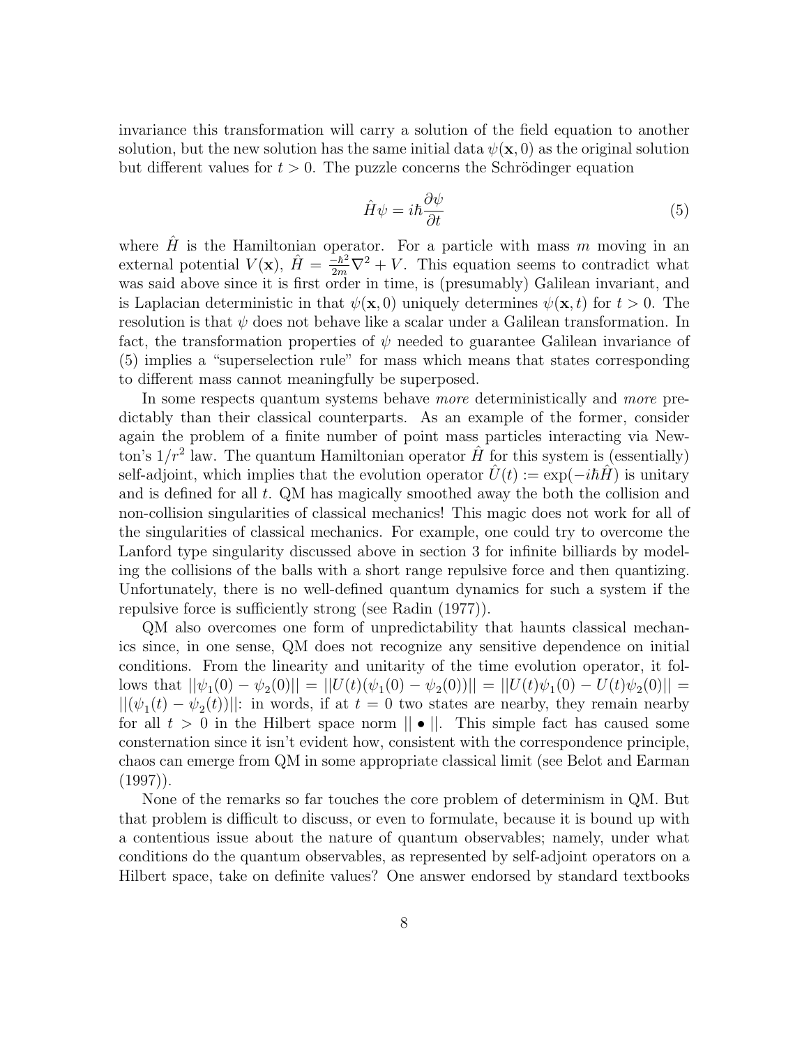invariance this transformation will carry a solution of the field equation to another solution, but the new solution has the same initial data $\psi(\mathbf{x}, 0)$ as the original solution but different values for $t > 0$. The puzzle concerns the Schrödinger equation

$$\hat{H}\psi = i\hbar\frac{\partial \psi}{\partial t} \tag{5}$$

where $\hat{H}$ is the Hamiltonian operator. For a particle with mass $m$ moving in an external potential $V(\mathbf{x})$, $\hat{H} = \frac{-\hbar^2}{2m}\nabla^2 + V$. This equation seems to contradict what was said above since it is first order in time, is (presumably) Galilean invariant, and is Laplacian deterministic in that $\psi(\mathbf{x}, 0)$ uniquely determines $\psi(\mathbf{x}, t)$ for $t > 0$. The resolution is that $\psi$ does not behave like a scalar under a Galilean transformation. In fact, the transformation properties of $\psi$ needed to guarantee Galilean invariance of (5) implies a "superselection rule" for mass which means that states corresponding to different mass cannot meaningfully be superposed.

In some respects quantum systems behave *more* deterministically and *more* predictably than their classical counterparts. As an example of the former, consider again the problem of a finite number of point mass particles interacting via Newton's $1/r^2$ law. The quantum Hamiltonian operator $\hat{H}$ for this system is (essentially) self-adjoint, which implies that the evolution operator $\hat{U}(t) := \exp(-i\hbar\hat{H})$ is unitary and is defined for all $t$. QM has magically smoothed away the both the collision and non-collision singularities of classical mechanics! This magic does not work for all of the singularities of classical mechanics. For example, one could try to overcome the Lanford type singularity discussed above in section 3 for infinite billiards by modeling the collisions of the balls with a short range repulsive force and then quantizing. Unfortunately, there is no well-defined quantum dynamics for such a system if the repulsive force is sufficiently strong (see Radin (1977)).

QM also overcomes one form of unpredictability that haunts classical mechanics since, in one sense, QM does not recognize any sensitive dependence on initial conditions. From the linearity and unitarity of the time evolution operator, it follows that $||\psi_1(0) - \psi_2(0)|| = ||U(t)(\psi_1(0) - \psi_2(0))|| = ||U(t)\psi_1(0) - U(t)\psi_2(0)|| = ||(\psi_1(t) - \psi_2(t))||$: in words, if at $t = 0$ two states are nearby, they remain nearby for all $t > 0$ in the Hilbert space norm $|| \bullet ||$. This simple fact has caused some consternation since it isn't evident how, consistent with the correspondence principle, chaos can emerge from QM in some appropriate classical limit (see Belot and Earman (1997)).

None of the remarks so far touches the core problem of determinism in QM. But that problem is difficult to discuss, or even to formulate, because it is bound up with a contentious issue about the nature of quantum observables; namely, under what conditions do the quantum observables, as represented by self-adjoint operators on a Hilbert space, take on definite values? One answer endorsed by standard textbooks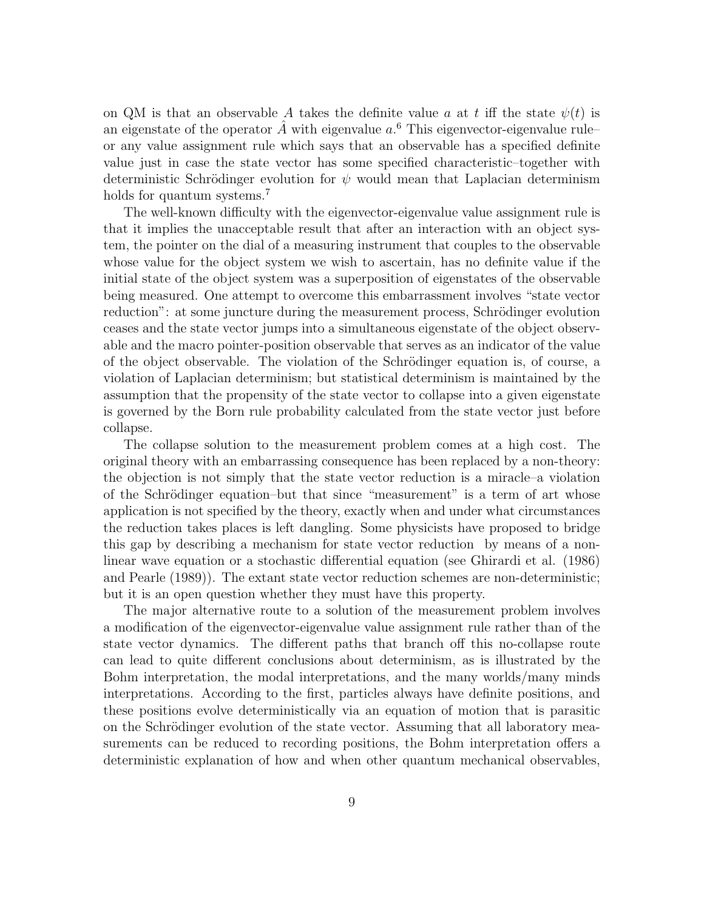on QM is that an observable $A$ takes the definite value $a$ at $t$ iff the state $\psi(t)$ is an eigenstate of the operator $\hat{A}$ with eigenvalue $a$.[6] This eigenvector-eigenvalue rule–or any value assignment rule which says that an observable has a specified definite value just in case the state vector has some specified characteristic–together with deterministic Schrödinger evolution for $\psi$ would mean that Laplacian determinism holds for quantum systems.[7]

The well-known difficulty with the eigenvector-eigenvalue value assignment rule is that it implies the unacceptable result that after an interaction with an object system, the pointer on the dial of a measuring instrument that couples to the observable whose value for the object system we wish to ascertain, has no definite value if the initial state of the object system was a superposition of eigenstates of the observable being measured. One attempt to overcome this embarrassment involves "state vector reduction": at some juncture during the measurement process, Schrödinger evolution ceases and the state vector jumps into a simultaneous eigenstate of the object observable and the macro pointer-position observable that serves as an indicator of the value of the object observable. The violation of the Schrödinger equation is, of course, a violation of Laplacian determinism; but statistical determinism is maintained by the assumption that the propensity of the state vector to collapse into a given eigenstate is governed by the Born rule probability calculated from the state vector just before collapse.

The collapse solution to the measurement problem comes at a high cost. The original theory with an embarrassing consequence has been replaced by a non-theory: the objection is not simply that the state vector reduction is a miracle–a violation of the Schrödinger equation–but that since "measurement" is a term of art whose application is not specified by the theory, exactly when and under what circumstances the reduction takes places is left dangling. Some physicists have proposed to bridge this gap by describing a mechanism for state vector reduction by means of a non-linear wave equation or a stochastic differential equation (see Ghirardi et al. (1986) and Pearle (1989)). The extant state vector reduction schemes are non-deterministic; but it is an open question whether they must have this property.

The major alternative route to a solution of the measurement problem involves a modification of the eigenvector-eigenvalue value assignment rule rather than of the state vector dynamics. The different paths that branch off this no-collapse route can lead to quite different conclusions about determinism, as is illustrated by the Bohm interpretation, the modal interpretations, and the many worlds/many minds interpretations. According to the first, particles always have definite positions, and these positions evolve deterministically via an equation of motion that is parasitic on the Schrödinger evolution of the state vector. Assuming that all laboratory measurements can be reduced to recording positions, the Bohm interpretation offers a deterministic explanation of how and when other quantum mechanical observables,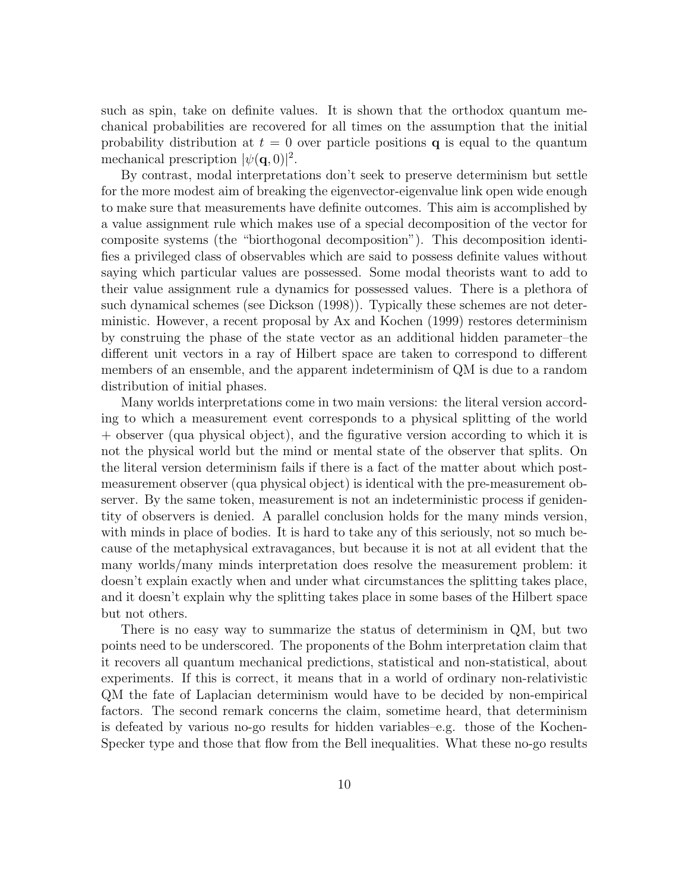such as spin, take on definite values. It is shown that the orthodox quantum mechanical probabilities are recovered for all times on the assumption that the initial probability distribution at $t = 0$ over particle positions $\mathbf{q}$ is equal to the quantum mechanical prescription $|\psi(\mathbf{q}, 0)|^2$.

By contrast, modal interpretations don't seek to preserve determinism but settle for the more modest aim of breaking the eigenvector-eigenvalue link open wide enough to make sure that measurements have definite outcomes. This aim is accomplished by a value assignment rule which makes use of a special decomposition of the vector for composite systems (the "biorthogonal decomposition"). This decomposition identifies a privileged class of observables which are said to possess definite values without saying which particular values are possessed. Some modal theorists want to add to their value assignment rule a dynamics for possessed values. There is a plethora of such dynamical schemes (see Dickson (1998)). Typically these schemes are not deterministic. However, a recent proposal by Ax and Kochen (1999) restores determinism by construing the phase of the state vector as an additional hidden parameter–the different unit vectors in a ray of Hilbert space are taken to correspond to different members of an ensemble, and the apparent indeterminism of QM is due to a random distribution of initial phases.

Many worlds interpretations come in two main versions: the literal version according to which a measurement event corresponds to a physical splitting of the world + observer (qua physical object), and the figurative version according to which it is not the physical world but the mind or mental state of the observer that splits. On the literal version determinism fails if there is a fact of the matter about which post-measurement observer (qua physical object) is identical with the pre-measurement observer. By the same token, measurement is not an indeterministic process if genidentity of observers is denied. A parallel conclusion holds for the many minds version, with minds in place of bodies. It is hard to take any of this seriously, not so much because of the metaphysical extravagances, but because it is not at all evident that the many worlds/many minds interpretation does resolve the measurement problem: it doesn't explain exactly when and under what circumstances the splitting takes place, and it doesn't explain why the splitting takes place in some bases of the Hilbert space but not others.

There is no easy way to summarize the status of determinism in QM, but two points need to be underscored. The proponents of the Bohm interpretation claim that it recovers all quantum mechanical predictions, statistical and non-statistical, about experiments. If this is correct, it means that in a world of ordinary non-relativistic QM the fate of Laplacian determinism would have to be decided by non-empirical factors. The second remark concerns the claim, sometime heard, that determinism is defeated by various no-go results for hidden variables–e.g. those of the Kochen-Specker type and those that flow from the Bell inequalities. What these no-go results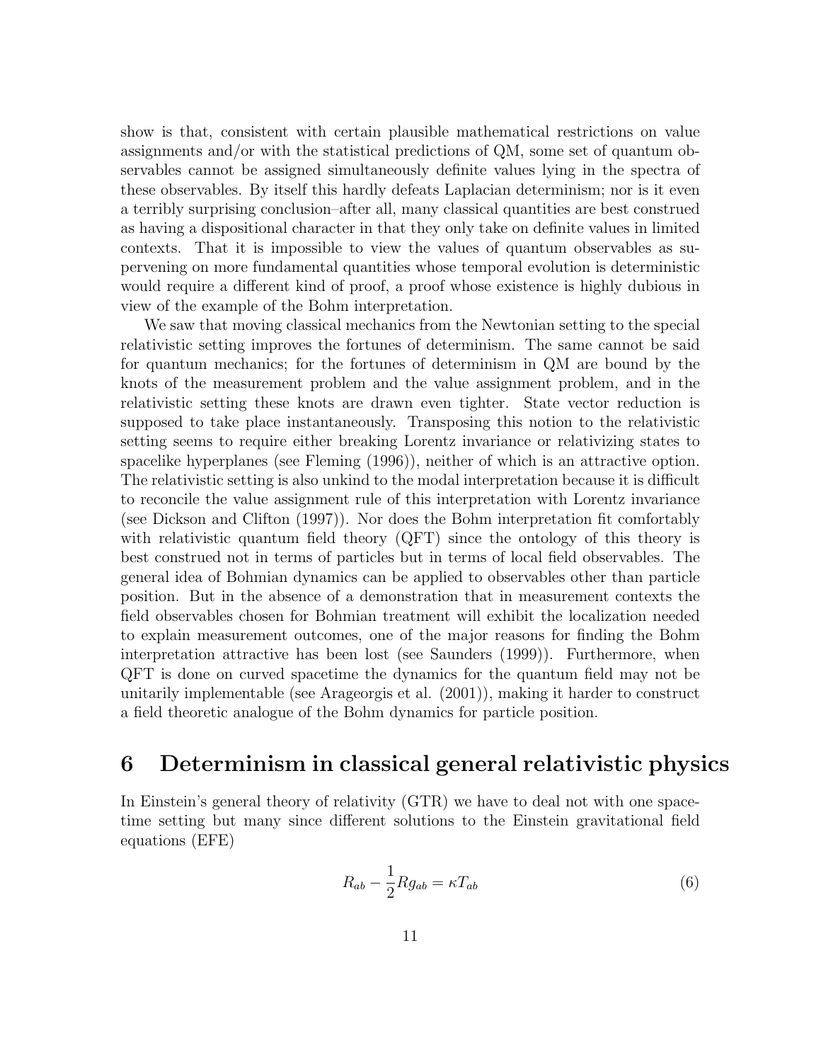show is that, consistent with certain plausible mathematical restrictions on value assignments and/or with the statistical predictions of QM, some set of quantum observables cannot be assigned simultaneously definite values lying in the spectra of these observables. By itself this hardly defeats Laplacian determinism; nor is it even a terribly surprising conclusion–after all, many classical quantities are best construed as having a dispositional character in that they only take on definite values in limited contexts. That it is impossible to view the values of quantum observables as supervening on more fundamental quantities whose temporal evolution is deterministic would require a different kind of proof, a proof whose existence is highly dubious in view of the example of the Bohm interpretation.

We saw that moving classical mechanics from the Newtonian setting to the special relativistic setting improves the fortunes of determinism. The same cannot be said for quantum mechanics; for the fortunes of determinism in QM are bound by the knots of the measurement problem and the value assignment problem, and in the relativistic setting these knots are drawn even tighter. State vector reduction is supposed to take place instantaneously. Transposing this notion to the relativistic setting seems to require either breaking Lorentz invariance or relativizing states to spacelike hyperplanes (see Fleming (1996)), neither of which is an attractive option. The relativistic setting is also unkind to the modal interpretation because it is difficult to reconcile the value assignment rule of this interpretation with Lorentz invariance (see Dickson and Clifton (1997)). Nor does the Bohm interpretation fit comfortably with relativistic quantum field theory (QFT) since the ontology of this theory is best construed not in terms of particles but in terms of local field observables. The general idea of Bohmian dynamics can be applied to observables other than particle position. But in the absence of a demonstration that in measurement contexts the field observables chosen for Bohmian treatment will exhibit the localization needed to explain measurement outcomes, one of the major reasons for finding the Bohm interpretation attractive has been lost (see Saunders (1999)). Furthermore, when QFT is done on curved spacetime the dynamics for the quantum field may not be unitarily implementable (see Arageorgis et al. (2001)), making it harder to construct a field theoretic analogue of the Bohm dynamics for particle position.

# 6 Determinism in classical general relativistic physics

In Einstein's general theory of relativity (GTR) we have to deal not with one spacetime setting but many since different solutions to the Einstein gravitational field equations (EFE)

$$R_{ab} - \frac{1}{2}Rg_{ab} = \kappa T_{ab} \tag{6}$$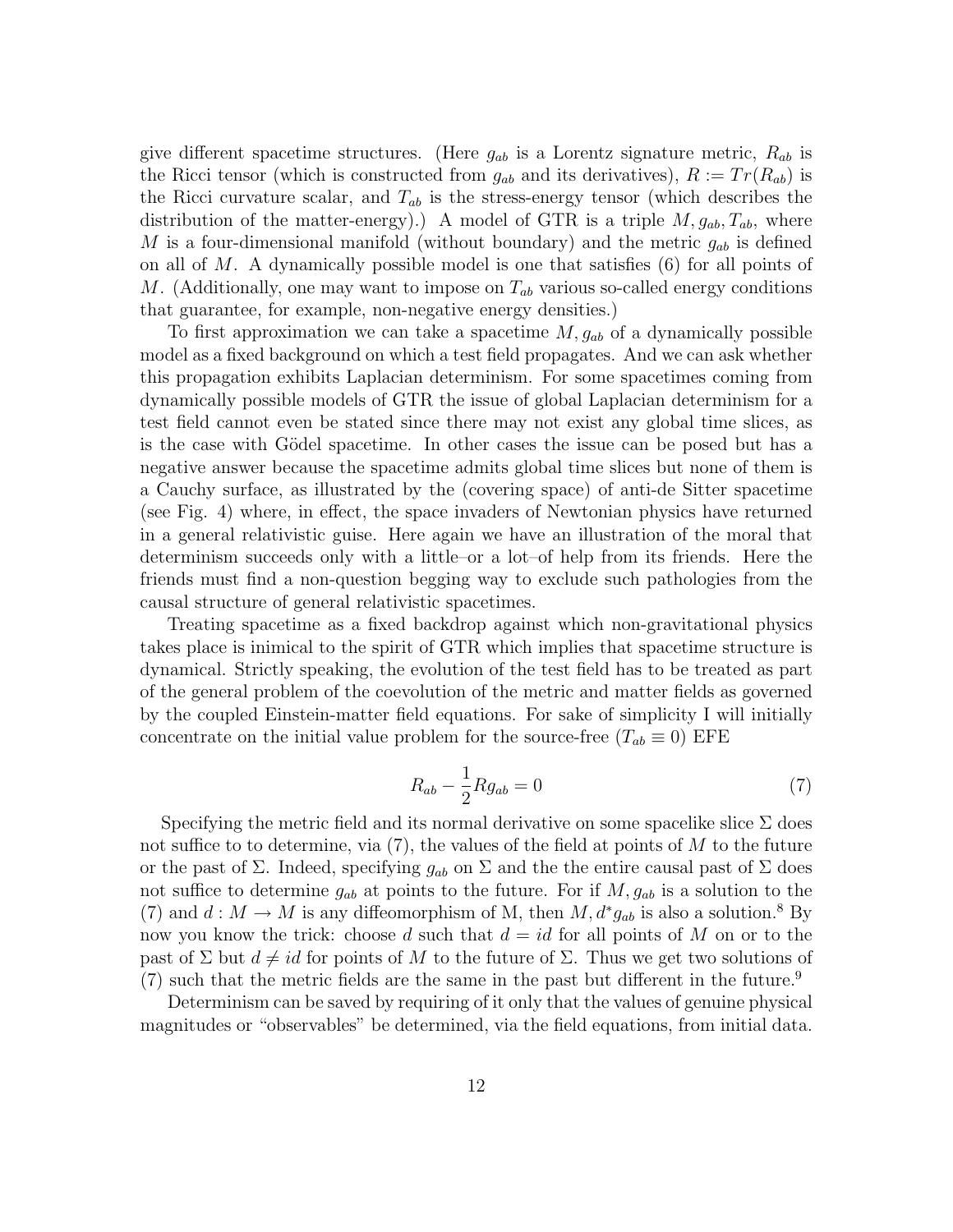give different spacetime structures. (Here $g_{ab}$ is a Lorentz signature metric, $R_{ab}$ is the Ricci tensor (which is constructed from $g_{ab}$ and its derivatives), $R := Tr(R_{ab})$ is the Ricci curvature scalar, and $T_{ab}$ is the stress-energy tensor (which describes the distribution of the matter-energy).) A model of GTR is a triple $M, g_{ab}, T_{ab}$, where $M$ is a four-dimensional manifold (without boundary) and the metric $g_{ab}$ is defined on all of $M$. A dynamically possible model is one that satisfies (6) for all points of $M$. (Additionally, one may want to impose on $T_{ab}$ various so-called energy conditions that guarantee, for example, non-negative energy densities.)

To first approximation we can take a spacetime $M, g_{ab}$ of a dynamically possible model as a fixed background on which a test field propagates. And we can ask whether this propagation exhibits Laplacian determinism. For some spacetimes coming from dynamically possible models of GTR the issue of global Laplacian determinism for a test field cannot even be stated since there may not exist any global time slices, as is the case with Gödel spacetime. In other cases the issue can be posed but has a negative answer because the spacetime admits global time slices but none of them is a Cauchy surface, as illustrated by the (covering space) of anti-de Sitter spacetime (see Fig. 4) where, in effect, the space invaders of Newtonian physics have returned in a general relativistic guise. Here again we have an illustration of the moral that determinism succeeds only with a little–or a lot–of help from its friends. Here the friends must find a non-question begging way to exclude such pathologies from the causal structure of general relativistic spacetimes.

Treating spacetime as a fixed backdrop against which non-gravitational physics takes place is inimical to the spirit of GTR which implies that spacetime structure is dynamical. Strictly speaking, the evolution of the test field has to be treated as part of the general problem of the coevolution of the metric and matter fields as governed by the coupled Einstein-matter field equations. For sake of simplicity I will initially concentrate on the initial value problem for the source-free ($T_{ab} \equiv 0$) EFE

$$R_{ab} - \frac{1}{2}Rg_{ab} = 0 \tag{7}$$

Specifying the metric field and its normal derivative on some spacelike slice $\Sigma$ does not suffice to to determine, via (7), the values of the field at points of $M$ to the future or the past of $\Sigma$. Indeed, specifying $g_{ab}$ on $\Sigma$ and the the entire causal past of $\Sigma$ does not suffice to determine $g_{ab}$ at points to the future. For if $M, g_{ab}$ is a solution to the (7) and $d : M \to M$ is any diffeomorphism of M, then $M, d^*g_{ab}$ is also a solution.[8] By now you know the trick: choose $d$ such that $d = id$ for all points of $M$ on or to the past of $\Sigma$ but $d \neq id$ for points of $M$ to the future of $\Sigma$. Thus we get two solutions of (7) such that the metric fields are the same in the past but different in the future.[9]

Determinism can be saved by requiring of it only that the values of genuine physical magnitudes or "observables" be determined, via the field equations, from initial data.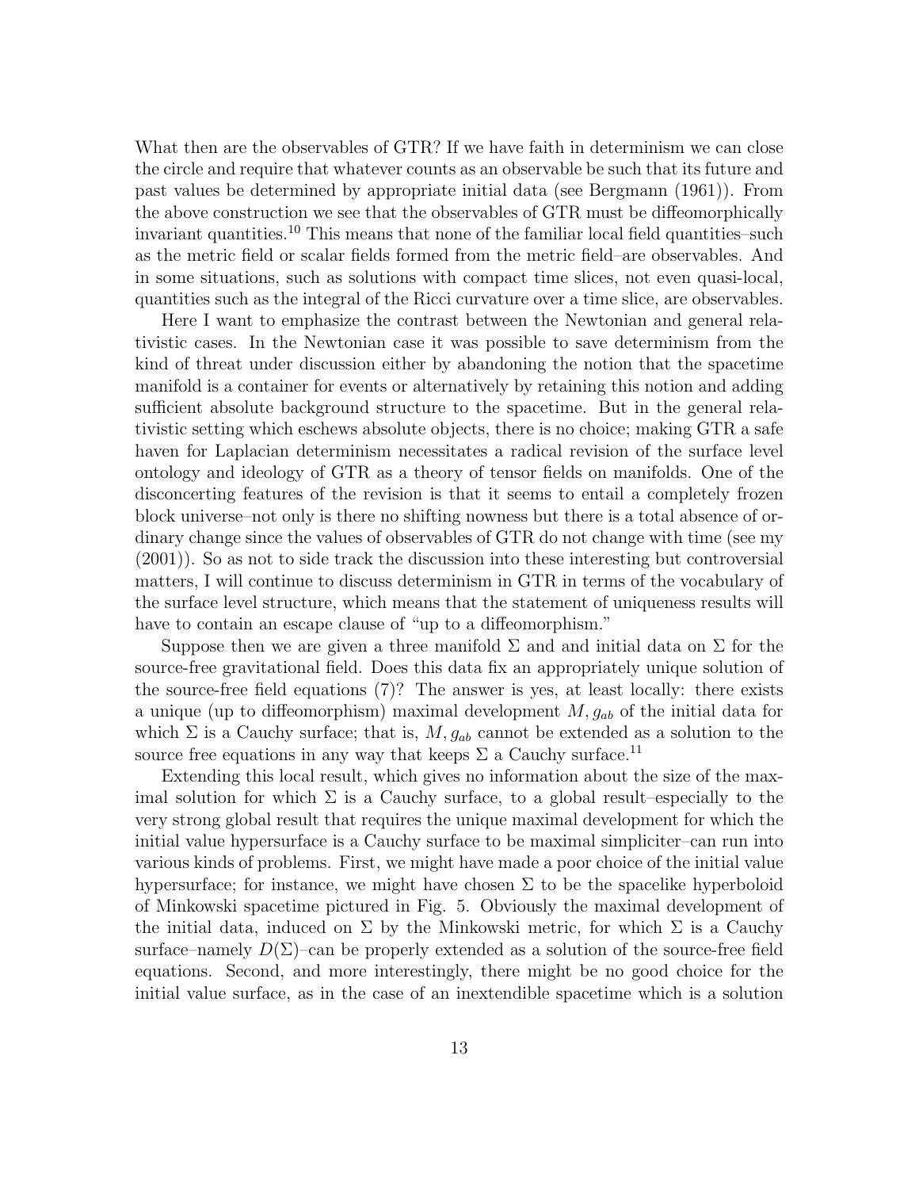What then are the observables of GTR? If we have faith in determinism we can close the circle and require that whatever counts as an observable be such that its future and past values be determined by appropriate initial data (see Bergmann (1961)). From the above construction we see that the observables of GTR must be diffeomorphically invariant quantities.[10] This means that none of the familiar local field quantities–such as the metric field or scalar fields formed from the metric field–are observables. And in some situations, such as solutions with compact time slices, not even quasi-local, quantities such as the integral of the Ricci curvature over a time slice, are observables.

Here I want to emphasize the contrast between the Newtonian and general relativistic cases. In the Newtonian case it was possible to save determinism from the kind of threat under discussion either by abandoning the notion that the spacetime manifold is a container for events or alternatively by retaining this notion and adding sufficient absolute background structure to the spacetime. But in the general relativistic setting which eschews absolute objects, there is no choice; making GTR a safe haven for Laplacian determinism necessitates a radical revision of the surface level ontology and ideology of GTR as a theory of tensor fields on manifolds. One of the disconcerting features of the revision is that it seems to entail a completely frozen block universe–not only is there no shifting nowness but there is a total absence of ordinary change since the values of observables of GTR do not change with time (see my (2001)). So as not to side track the discussion into these interesting but controversial matters, I will continue to discuss determinism in GTR in terms of the vocabulary of the surface level structure, which means that the statement of uniqueness results will have to contain an escape clause of "up to a diffeomorphism."

Suppose then we are given a three manifold $\Sigma$ and and initial data on $\Sigma$ for the source-free gravitational field. Does this data fix an appropriately unique solution of the source-free field equations (7)? The answer is yes, at least locally: there exists a unique (up to diffeomorphism) maximal development $M, g_{ab}$ of the initial data for which $\Sigma$ is a Cauchy surface; that is, $M, g_{ab}$ cannot be extended as a solution to the source free equations in any way that keeps $\Sigma$ a Cauchy surface.[11]

Extending this local result, which gives no information about the size of the maximal solution for which $\Sigma$ is a Cauchy surface, to a global result–especially to the very strong global result that requires the unique maximal development for which the initial value hypersurface is a Cauchy surface to be maximal simpliciter–can run into various kinds of problems. First, we might have made a poor choice of the initial value hypersurface; for instance, we might have chosen $\Sigma$ to be the spacelike hyperboloid of Minkowski spacetime pictured in Fig. 5. Obviously the maximal development of the initial data, induced on $\Sigma$ by the Minkowski metric, for which $\Sigma$ is a Cauchy surface–namely $D(\Sigma)$–can be properly extended as a solution of the source-free field equations. Second, and more interestingly, there might be no good choice for the initial value surface, as in the case of an inextendible spacetime which is a solution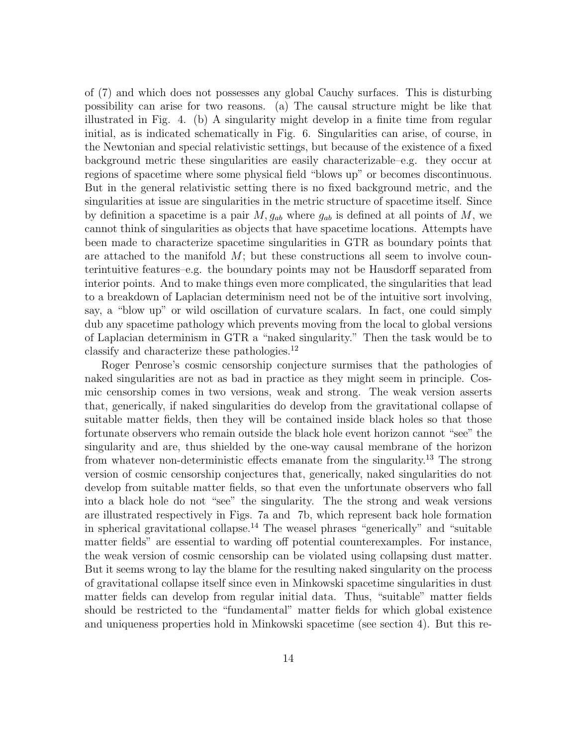of (7) and which does not possesses any global Cauchy surfaces. This is disturbing possibility can arise for two reasons. (a) The causal structure might be like that illustrated in Fig. 4. (b) A singularity might develop in a finite time from regular initial, as is indicated schematically in Fig. 6. Singularities can arise, of course, in the Newtonian and special relativistic settings, but because of the existence of a fixed background metric these singularities are easily characterizable–e.g. they occur at regions of spacetime where some physical field "blows up" or becomes discontinuous. But in the general relativistic setting there is no fixed background metric, and the singularities at issue are singularities in the metric structure of spacetime itself. Since by definition a spacetime is a pair $M, g_{ab}$ where $g_{ab}$ is defined at all points of $M$, we cannot think of singularities as objects that have spacetime locations. Attempts have been made to characterize spacetime singularities in GTR as boundary points that are attached to the manifold $M$; but these constructions all seem to involve counterintuitive features–e.g. the boundary points may not be Hausdorff separated from interior points. And to make things even more complicated, the singularities that lead to a breakdown of Laplacian determinism need not be of the intuitive sort involving, say, a "blow up" or wild oscillation of curvature scalars. In fact, one could simply dub any spacetime pathology which prevents moving from the local to global versions of Laplacian determinism in GTR a "naked singularity." Then the task would be to classify and characterize these pathologies.[12]

Roger Penrose's cosmic censorship conjecture surmises that the pathologies of naked singularities are not as bad in practice as they might seem in principle. Cosmic censorship comes in two versions, weak and strong. The weak version asserts that, generically, if naked singularities do develop from the gravitational collapse of suitable matter fields, then they will be contained inside black holes so that those fortunate observers who remain outside the black hole event horizon cannot "see" the singularity and are, thus shielded by the one-way causal membrane of the horizon from whatever non-deterministic effects emanate from the singularity.[13] The strong version of cosmic censorship conjectures that, generically, naked singularities do not develop from suitable matter fields, so that even the unfortunate observers who fall into a black hole do not "see" the singularity. The the strong and weak versions are illustrated respectively in Figs. 7a and 7b, which represent back hole formation in spherical gravitational collapse.[14] The weasel phrases "generically" and "suitable matter fields" are essential to warding off potential counterexamples. For instance, the weak version of cosmic censorship can be violated using collapsing dust matter. But it seems wrong to lay the blame for the resulting naked singularity on the process of gravitational collapse itself since even in Minkowski spacetime singularities in dust matter fields can develop from regular initial data. Thus, "suitable" matter fields should be restricted to the "fundamental" matter fields for which global existence and uniqueness properties hold in Minkowski spacetime (see section 4). But this re-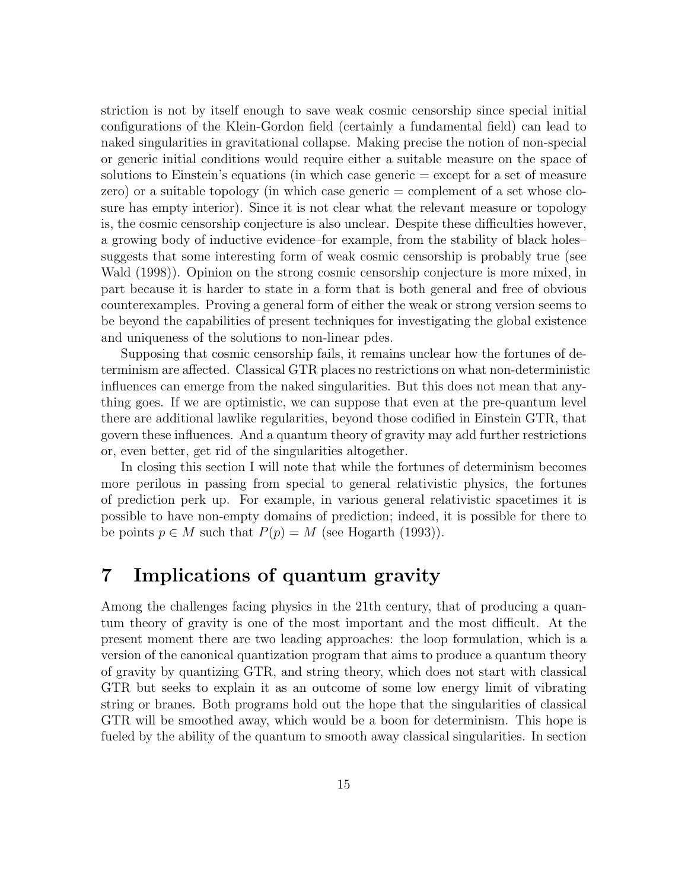striction is not by itself enough to save weak cosmic censorship since special initial configurations of the Klein-Gordon field (certainly a fundamental field) can lead to naked singularities in gravitational collapse. Making precise the notion of non-special or generic initial conditions would require either a suitable measure on the space of solutions to Einstein's equations (in which case generic = except for a set of measure zero) or a suitable topology (in which case generic = complement of a set whose closure has empty interior). Since it is not clear what the relevant measure or topology is, the cosmic censorship conjecture is also unclear. Despite these difficulties however, a growing body of inductive evidence–for example, from the stability of black holes–suggests that some interesting form of weak cosmic censorship is probably true (see Wald (1998)). Opinion on the strong cosmic censorship conjecture is more mixed, in part because it is harder to state in a form that is both general and free of obvious counterexamples. Proving a general form of either the weak or strong version seems to be beyond the capabilities of present techniques for investigating the global existence and uniqueness of the solutions to non-linear pdes.

Supposing that cosmic censorship fails, it remains unclear how the fortunes of determinism are affected. Classical GTR places no restrictions on what non-deterministic influences can emerge from the naked singularities. But this does not mean that anything goes. If we are optimistic, we can suppose that even at the pre-quantum level there are additional lawlike regularities, beyond those codified in Einstein GTR, that govern these influences. And a quantum theory of gravity may add further restrictions or, even better, get rid of the singularities altogether.

In closing this section I will note that while the fortunes of determinism becomes more perilous in passing from special to general relativistic physics, the fortunes of prediction perk up. For example, in various general relativistic spacetimes it is possible to have non-empty domains of prediction; indeed, it is possible for there to be points $p \in M$ such that $P(p) = M$ (see Hogarth (1993)).

# 7 Implications of quantum gravity

Among the challenges facing physics in the 21th century, that of producing a quantum theory of gravity is one of the most important and the most difficult. At the present moment there are two leading approaches: the loop formulation, which is a version of the canonical quantization program that aims to produce a quantum theory of gravity by quantizing GTR, and string theory, which does not start with classical GTR but seeks to explain it as an outcome of some low energy limit of vibrating string or branes. Both programs hold out the hope that the singularities of classical GTR will be smoothed away, which would be a boon for determinism. This hope is fueled by the ability of the quantum to smooth away classical singularities. In section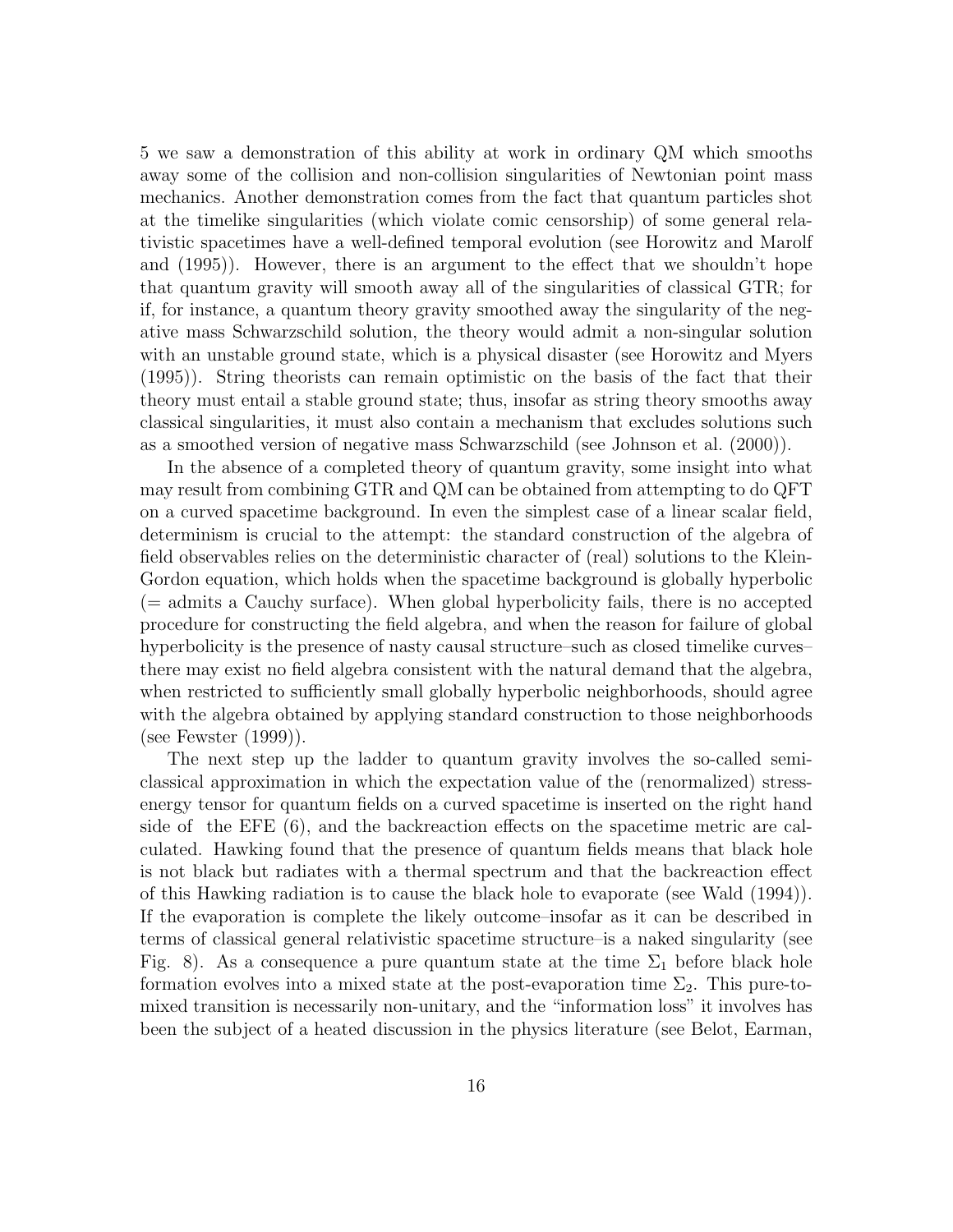5 we saw a demonstration of this ability at work in ordinary QM which smooths away some of the collision and non-collision singularities of Newtonian point mass mechanics. Another demonstration comes from the fact that quantum particles shot at the timelike singularities (which violate comic censorship) of some general relativistic spacetimes have a well-defined temporal evolution (see Horowitz and Marolf and (1995)). However, there is an argument to the effect that we shouldn't hope that quantum gravity will smooth away all of the singularities of classical GTR; for if, for instance, a quantum theory gravity smoothed away the singularity of the negative mass Schwarzschild solution, the theory would admit a non-singular solution with an unstable ground state, which is a physical disaster (see Horowitz and Myers (1995)). String theorists can remain optimistic on the basis of the fact that their theory must entail a stable ground state; thus, insofar as string theory smooths away classical singularities, it must also contain a mechanism that excludes solutions such as a smoothed version of negative mass Schwarzschild (see Johnson et al. (2000)).

In the absence of a completed theory of quantum gravity, some insight into what may result from combining GTR and QM can be obtained from attempting to do QFT on a curved spacetime background. In even the simplest case of a linear scalar field, determinism is crucial to the attempt: the standard construction of the algebra of field observables relies on the deterministic character of (real) solutions to the Klein-Gordon equation, which holds when the spacetime background is globally hyperbolic (= admits a Cauchy surface). When global hyperbolicity fails, there is no accepted procedure for constructing the field algebra, and when the reason for failure of global hyperbolicity is the presence of nasty causal structure–such as closed timelike curves–there may exist no field algebra consistent with the natural demand that the algebra, when restricted to sufficiently small globally hyperbolic neighborhoods, should agree with the algebra obtained by applying standard construction to those neighborhoods (see Fewster (1999)).

The next step up the ladder to quantum gravity involves the so-called semi-classical approximation in which the expectation value of the (renormalized) stress-energy tensor for quantum fields on a curved spacetime is inserted on the right hand side of the EFE (6), and the backreaction effects on the spacetime metric are calculated. Hawking found that the presence of quantum fields means that black hole is not black but radiates with a thermal spectrum and that the backreaction effect of this Hawking radiation is to cause the black hole to evaporate (see Wald (1994)). If the evaporation is complete the likely outcome–insofar as it can be described in terms of classical general relativistic spacetime structure–is a naked singularity (see Fig. 8). As a consequence a pure quantum state at the time $\Sigma_1$ before black hole formation evolves into a mixed state at the post-evaporation time $\Sigma_2$. This pure-to-mixed transition is necessarily non-unitary, and the "information loss" it involves has been the subject of a heated discussion in the physics literature (see Belot, Earman,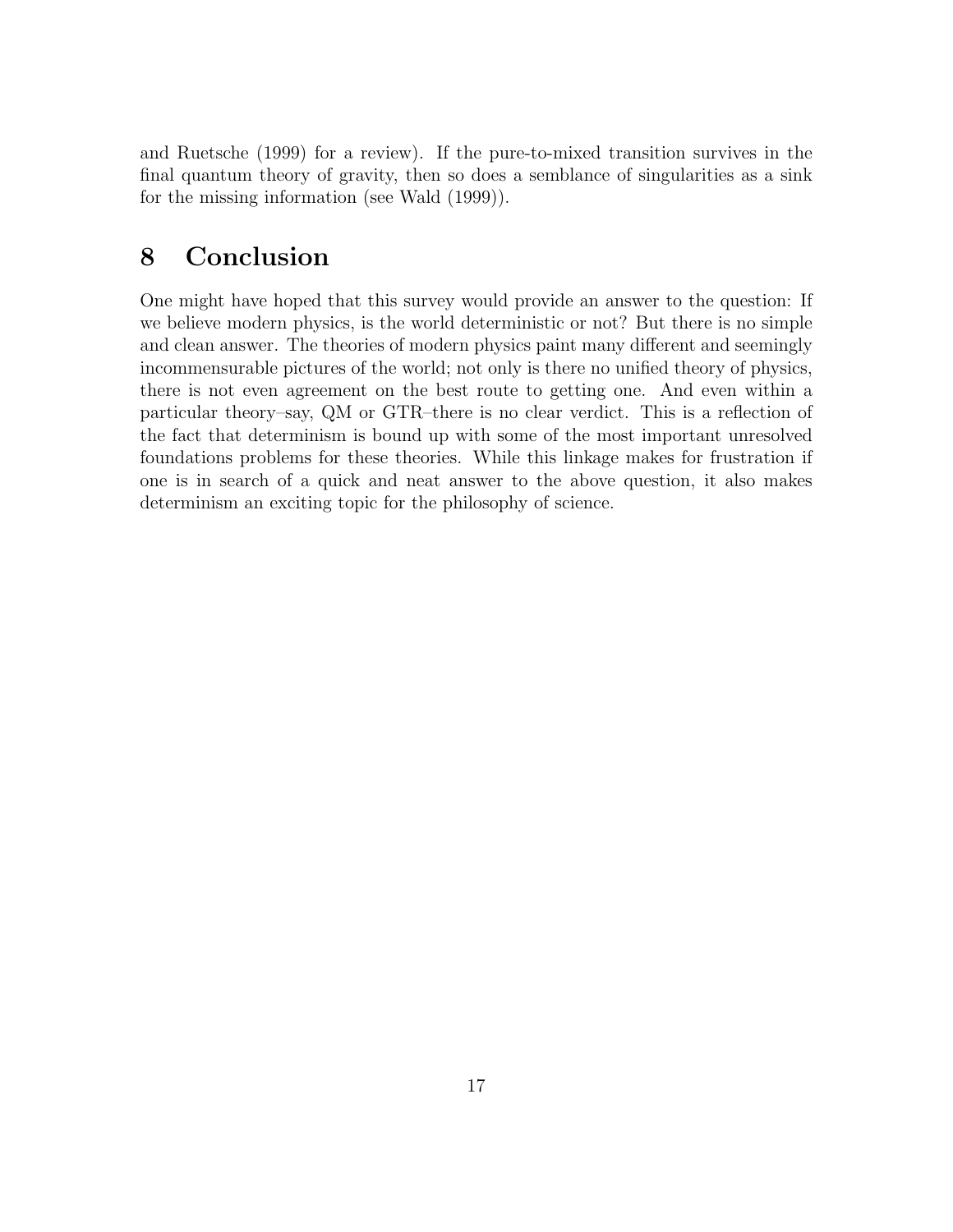and Ruetsche (1999) for a review). If the pure-to-mixed transition survives in the final quantum theory of gravity, then so does a semblance of singularities as a sink for the missing information (see Wald (1999)).

# 8 Conclusion

One might have hoped that this survey would provide an answer to the question: If we believe modern physics, is the world deterministic or not? But there is no simple and clean answer. The theories of modern physics paint many different and seemingly incommensurable pictures of the world; not only is there no unified theory of physics, there is not even agreement on the best route to getting one. And even within a particular theory–say, QM or GTR–there is no clear verdict. This is a reflection of the fact that determinism is bound up with some of the most important unresolved foundations problems for these theories. While this linkage makes for frustration if one is in search of a quick and neat answer to the above question, it also makes determinism an exciting topic for the philosophy of science.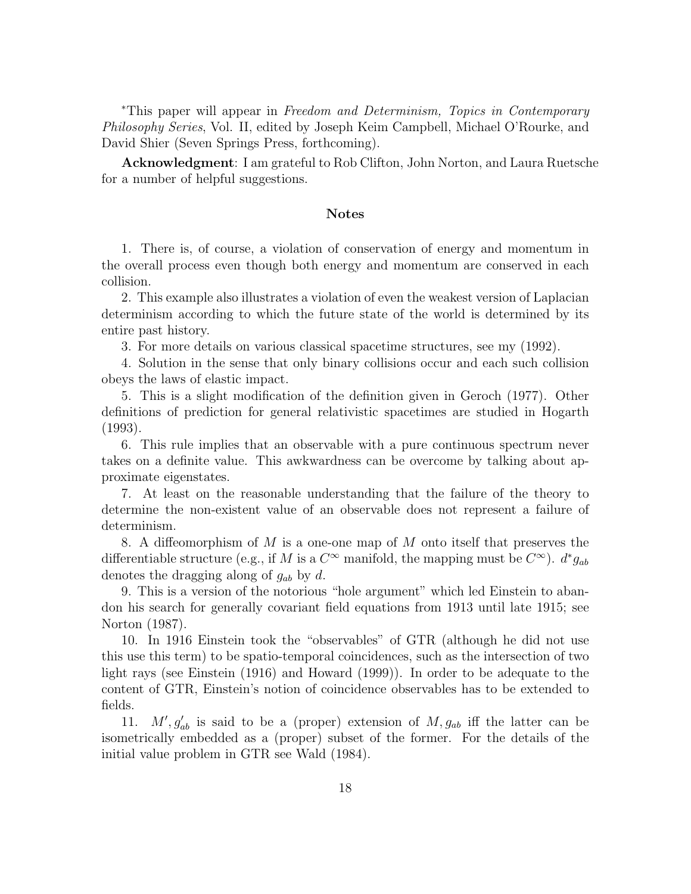*This paper will appear in *Freedom and Determinism, Topics in Contemporary Philosophy Series*, Vol. II, edited by Joseph Keim Campbell, Michael O'Rourke, and David Shier (Seven Springs Press, forthcoming).

**Acknowledgment**: I am grateful to Rob Clifton, John Norton, and Laura Ruetsche for a number of helpful suggestions.

## Notes

1. There is, of course, a violation of conservation of energy and momentum in the overall process even though both energy and momentum are conserved in each collision.

2. This example also illustrates a violation of even the weakest version of Laplacian determinism according to which the future state of the world is determined by its entire past history.

3. For more details on various classical spacetime structures, see my (1992).

4. Solution in the sense that only binary collisions occur and each such collision obeys the laws of elastic impact.

5. This is a slight modification of the definition given in Geroch (1977). Other definitions of prediction for general relativistic spacetimes are studied in Hogarth (1993).

6. This rule implies that an observable with a pure continuous spectrum never takes on a definite value. This awkwardness can be overcome by talking about approximate eigenstates.

7. At least on the reasonable understanding that the failure of the theory to determine the non-existent value of an observable does not represent a failure of determinism.

8. A diffeomorphism of $M$ is a one-one map of $M$ onto itself that preserves the differentiable structure (e.g., if $M$ is a $C^\infty$ manifold, the mapping must be $C^\infty$). $d^* g_{ab}$ denotes the dragging along of $g_{ab}$ by $d$.

9. This is a version of the notorious "hole argument" which led Einstein to abandon his search for generally covariant field equations from 1913 until late 1915; see Norton (1987).

10. In 1916 Einstein took the "observables" of GTR (although he did not use this use this term) to be spatio-temporal coincidences, such as the intersection of two light rays (see Einstein (1916) and Howard (1999)). In order to be adequate to the content of GTR, Einstein's notion of coincidence observables has to be extended to fields.

11. $M', g'_{ab}$ is said to be a (proper) extension of $M, g_{ab}$ iff the latter can be isometrically embedded as a (proper) subset of the former. For the details of the initial value problem in GTR see Wald (1984).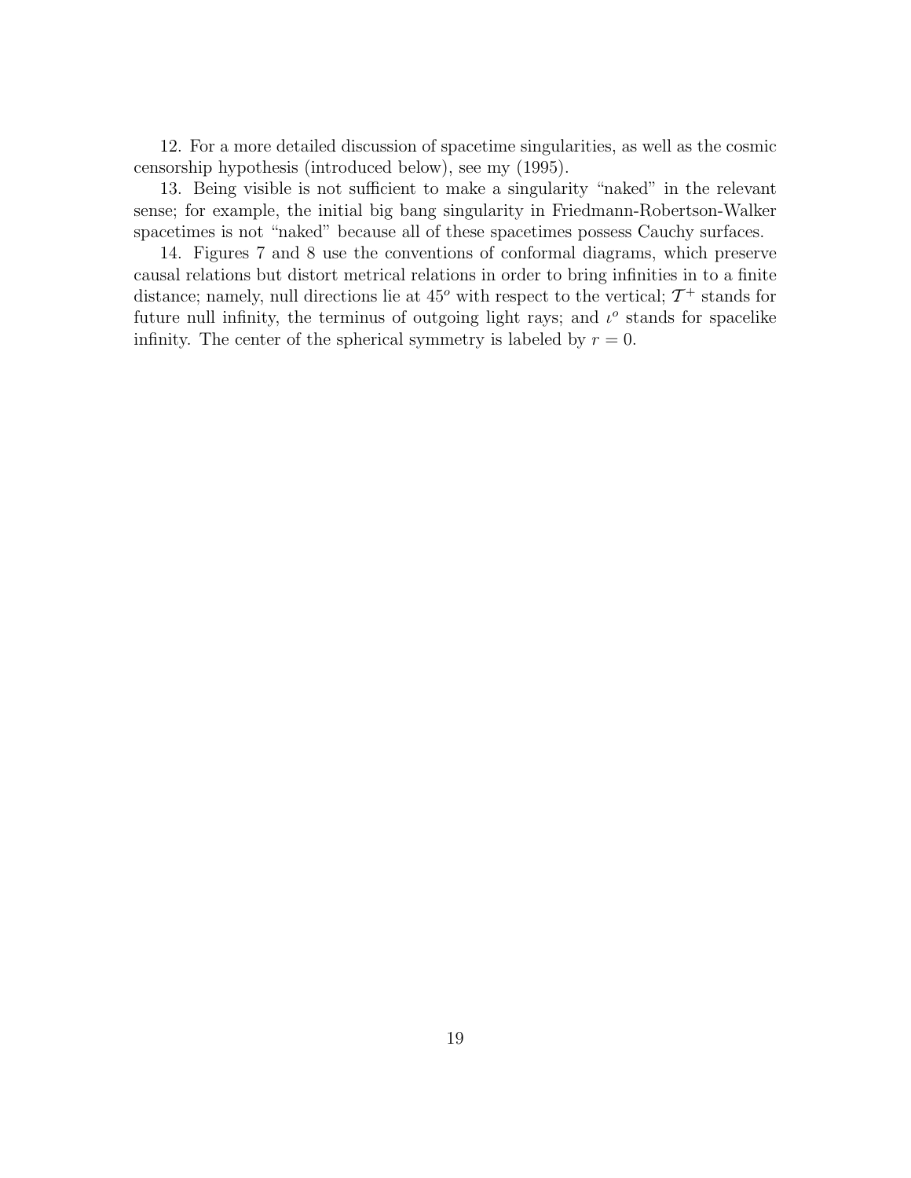12. For a more detailed discussion of spacetime singularities, as well as the cosmic censorship hypothesis (introduced below), see my (1995).

13. Being visible is not sufficient to make a singularity "naked" in the relevant sense; for example, the initial big bang singularity in Friedmann-Robertson-Walker spacetimes is not "naked" because all of these spacetimes possess Cauchy surfaces.

14. Figures 7 and 8 use the conventions of conformal diagrams, which preserve causal relations but distort metrical relations in order to bring infinities in to a finite distance; namely, null directions lie at $45^o$ with respect to the vertical; $\mathcal{T}^+$ stands for future null infinity, the terminus of outgoing light rays; and $\iota^o$ stands for spacelike infinity. The center of the spherical symmetry is labeled by $r = 0$.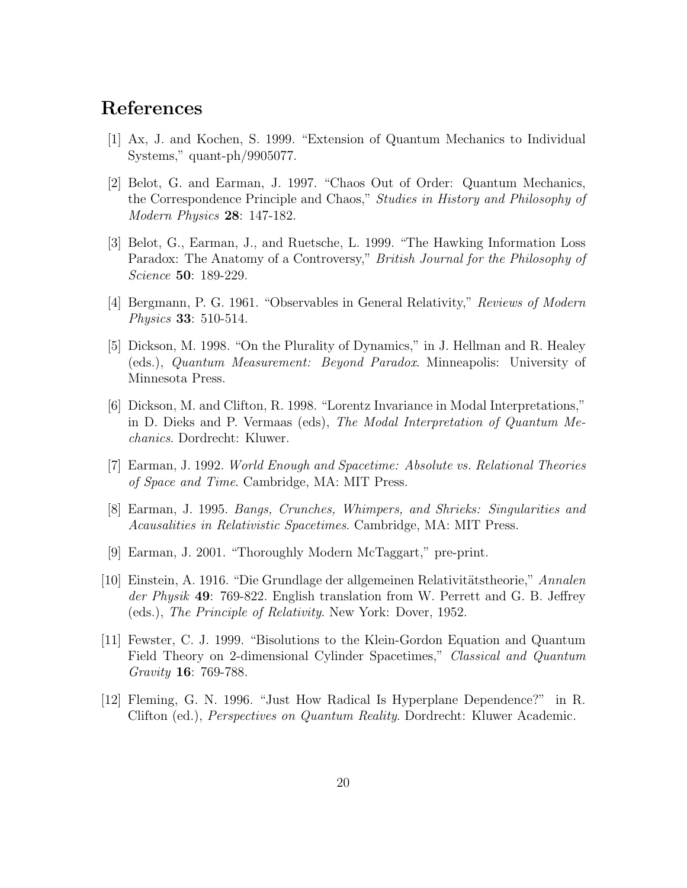## References

[1] Ax, J. and Kochen, S. 1999. "Extension of Quantum Mechanics to Individual Systems," quant-ph/9905077.

[2] Belot, G. and Earman, J. 1997. "Chaos Out of Order: Quantum Mechanics, the Correspondence Principle and Chaos," *Studies in History and Philosophy of Modern Physics* **28**: 147-182.

[3] Belot, G., Earman, J., and Ruetsche, L. 1999. "The Hawking Information Loss Paradox: The Anatomy of a Controversy," *British Journal for the Philosophy of Science* **50**: 189-229.

[4] Bergmann, P. G. 1961. "Observables in General Relativity," *Reviews of Modern Physics* **33**: 510-514.

[5] Dickson, M. 1998. "On the Plurality of Dynamics," in J. Hellman and R. Healey (eds.), *Quantum Measurement: Beyond Paradox*. Minneapolis: University of Minnesota Press.

[6] Dickson, M. and Clifton, R. 1998. "Lorentz Invariance in Modal Interpretations," in D. Dieks and P. Vermaas (eds), *The Modal Interpretation of Quantum Mechanics*. Dordrecht: Kluwer.

[7] Earman, J. 1992. *World Enough and Spacetime: Absolute vs. Relational Theories of Space and Time*. Cambridge, MA: MIT Press.

[8] Earman, J. 1995. *Bangs, Crunches, Whimpers, and Shrieks: Singularities and Acausalities in Relativistic Spacetimes*. Cambridge, MA: MIT Press.

[9] Earman, J. 2001. "Thoroughly Modern McTaggart," pre-print.

[10] Einstein, A. 1916. "Die Grundlage der allgemeinen Relativitätstheorie," *Annalen der Physik* **49**: 769-822. English translation from W. Perrett and G. B. Jeffrey (eds.), *The Principle of Relativity*. New York: Dover, 1952.

[11] Fewster, C. J. 1999. "Bisolutions to the Klein-Gordon Equation and Quantum Field Theory on 2-dimensional Cylinder Spacetimes," *Classical and Quantum Gravity* **16**: 769-788.

[12] Fleming, G. N. 1996. "Just How Radical Is Hyperplane Dependence?" in R. Clifton (ed.), *Perspectives on Quantum Reality*. Dordrecht: Kluwer Academic.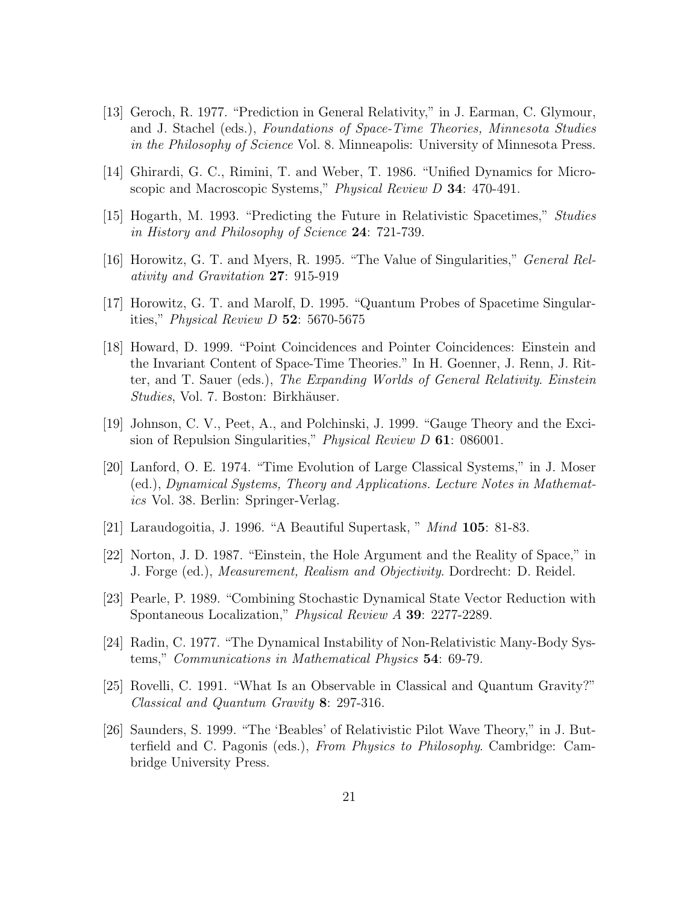[13] Geroch, R. 1977. "Prediction in General Relativity," in J. Earman, C. Glymour, and J. Stachel (eds.), *Foundations of Space-Time Theories, Minnesota Studies in the Philosophy of Science* Vol. 8. Minneapolis: University of Minnesota Press.

[14] Ghirardi, G. C., Rimini, T. and Weber, T. 1986. "Unified Dynamics for Microscopic and Macroscopic Systems," *Physical Review D* **34**: 470-491.

[15] Hogarth, M. 1993. "Predicting the Future in Relativistic Spacetimes," *Studies in History and Philosophy of Science* **24**: 721-739.

[16] Horowitz, G. T. and Myers, R. 1995. "The Value of Singularities," *General Relativity and Gravitation* **27**: 915-919

[17] Horowitz, G. T. and Marolf, D. 1995. "Quantum Probes of Spacetime Singularities," *Physical Review D* **52**: 5670-5675

[18] Howard, D. 1999. "Point Coincidences and Pointer Coincidences: Einstein and the Invariant Content of Space-Time Theories." In H. Goenner, J. Renn, J. Ritter, and T. Sauer (eds.), *The Expanding Worlds of General Relativity. Einstein Studies*, Vol. 7. Boston: Birkhäuser.

[19] Johnson, C. V., Peet, A., and Polchinski, J. 1999. "Gauge Theory and the Excision of Repulsion Singularities," *Physical Review D* **61**: 086001.

[20] Lanford, O. E. 1974. "Time Evolution of Large Classical Systems," in J. Moser (ed.), *Dynamical Systems, Theory and Applications. Lecture Notes in Mathematics* Vol. 38. Berlin: Springer-Verlag.

[21] Laraudogoitia, J. 1996. "A Beautiful Supertask, " *Mind* **105**: 81-83.

[22] Norton, J. D. 1987. "Einstein, the Hole Argument and the Reality of Space," in J. Forge (ed.), *Measurement, Realism and Objectivity*. Dordrecht: D. Reidel.

[23] Pearle, P. 1989. "Combining Stochastic Dynamical State Vector Reduction with Spontaneous Localization," *Physical Review A* **39**: 2277-2289.

[24] Radin, C. 1977. "The Dynamical Instability of Non-Relativistic Many-Body Systems," *Communications in Mathematical Physics* **54**: 69-79.

[25] Rovelli, C. 1991. "What Is an Observable in Classical and Quantum Gravity?" *Classical and Quantum Gravity* **8**: 297-316.

[26] Saunders, S. 1999. "The 'Beables' of Relativistic Pilot Wave Theory," in J. Butterfield and C. Pagonis (eds.), *From Physics to Philosophy*. Cambridge: Cambridge University Press.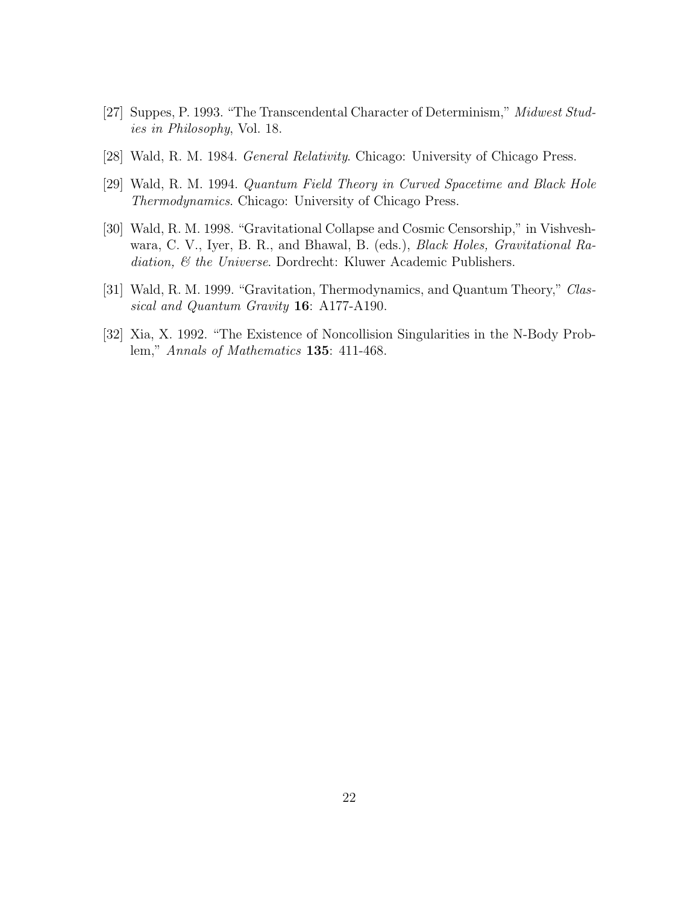[27] Suppes, P. 1993. "The Transcendental Character of Determinism," *Midwest Studies in Philosophy*, Vol. 18.

[28] Wald, R. M. 1984. *General Relativity*. Chicago: University of Chicago Press.

[29] Wald, R. M. 1994. *Quantum Field Theory in Curved Spacetime and Black Hole Thermodynamics*. Chicago: University of Chicago Press.

[30] Wald, R. M. 1998. "Gravitational Collapse and Cosmic Censorship," in Vishveshwara, C. V., Iyer, B. R., and Bhawal, B. (eds.), *Black Holes, Gravitational Radiation, & the Universe*. Dordrecht: Kluwer Academic Publishers.

[31] Wald, R. M. 1999. "Gravitation, Thermodynamics, and Quantum Theory," *Classical and Quantum Gravity* **16**: A177-A190.

[32] Xia, X. 1992. "The Existence of Noncollision Singularities in the N-Body Problem," *Annals of Mathematics* **135**: 411-468.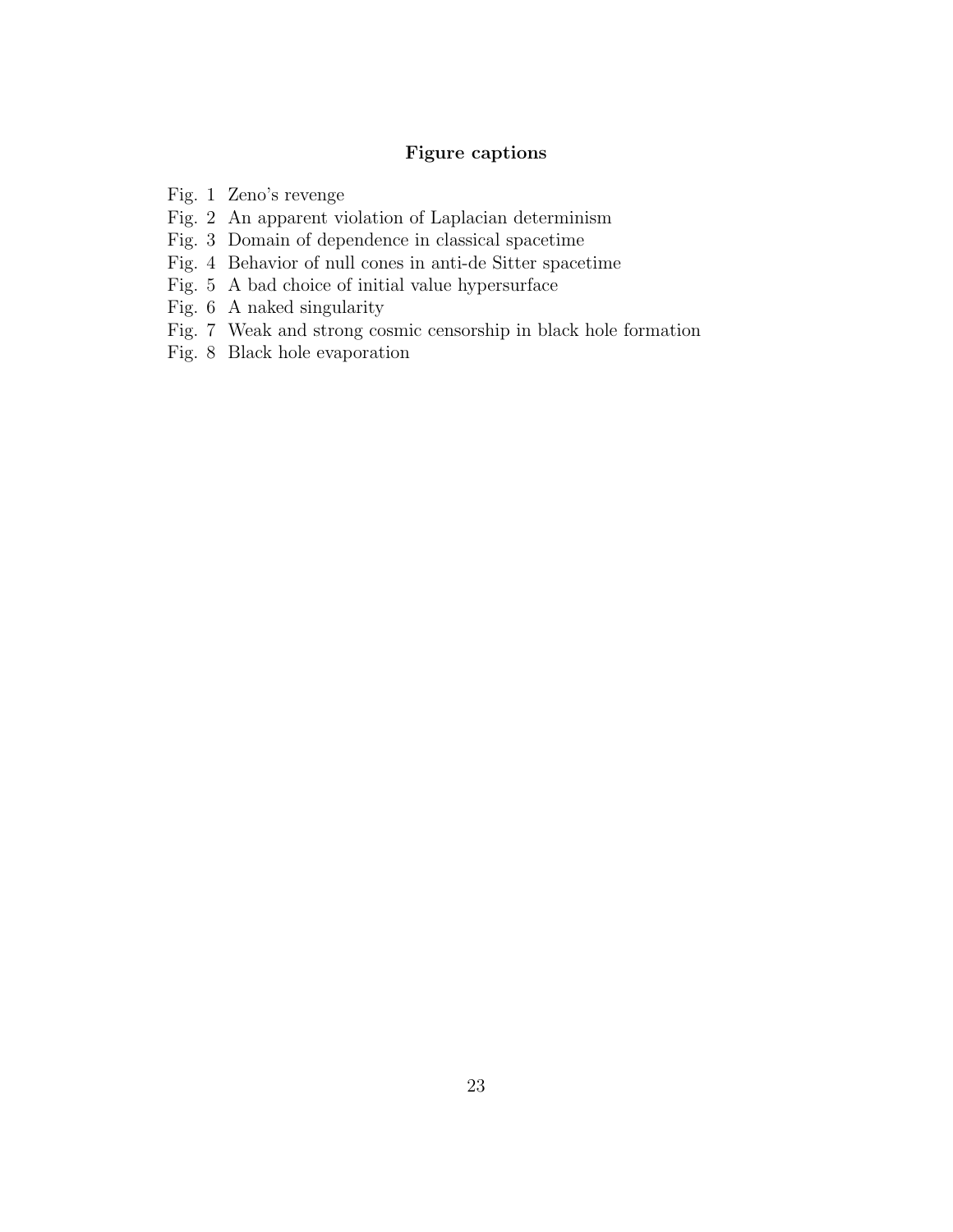## Figure captions

Fig. 1 Zeno's revenge
Fig. 2 An apparent violation of Laplacian determinism
Fig. 3 Domain of dependence in classical spacetime
Fig. 4 Behavior of null cones in anti-de Sitter spacetime
Fig. 5 A bad choice of initial value hypersurface
Fig. 6 A naked singularity
Fig. 7 Weak and strong cosmic censorship in black hole formation
Fig. 8 Black hole evaporation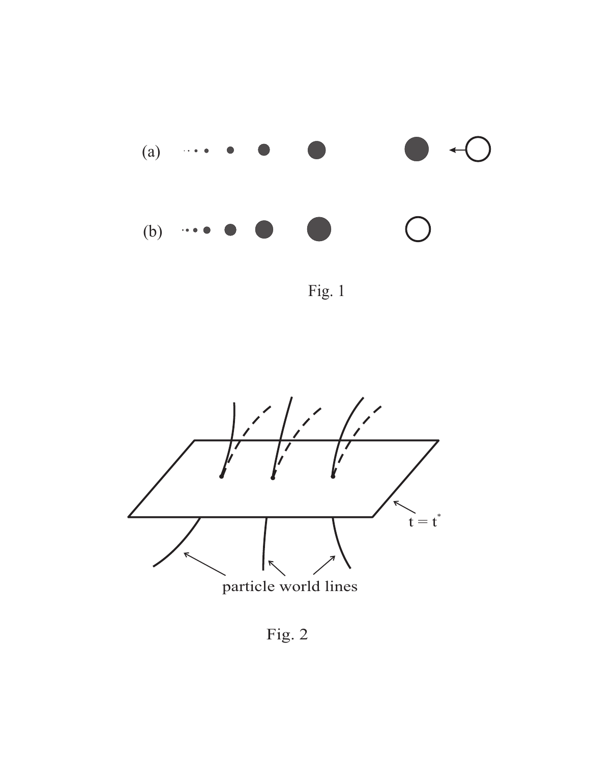Fig. 1

Fig. 2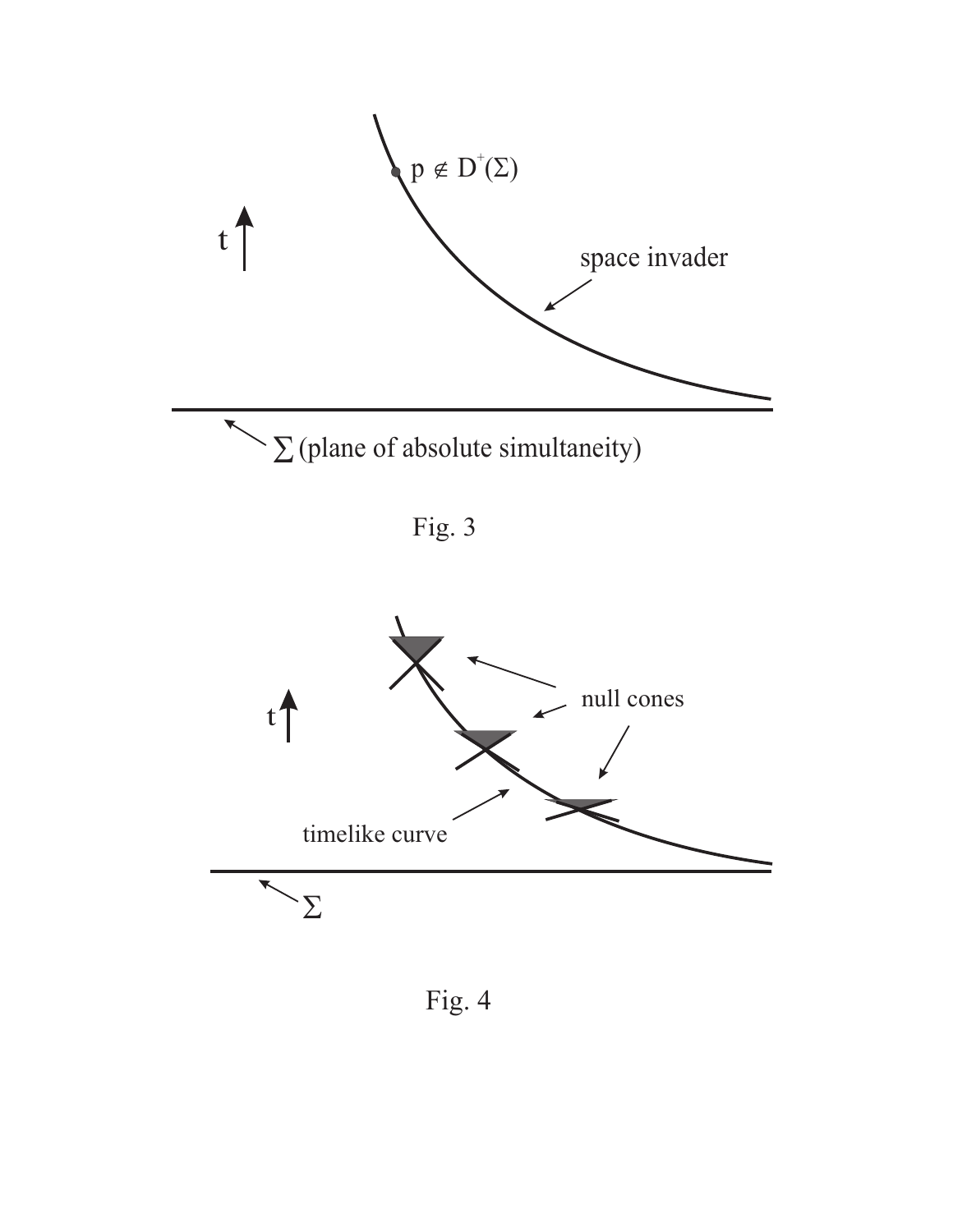Fig. 3

Fig. 4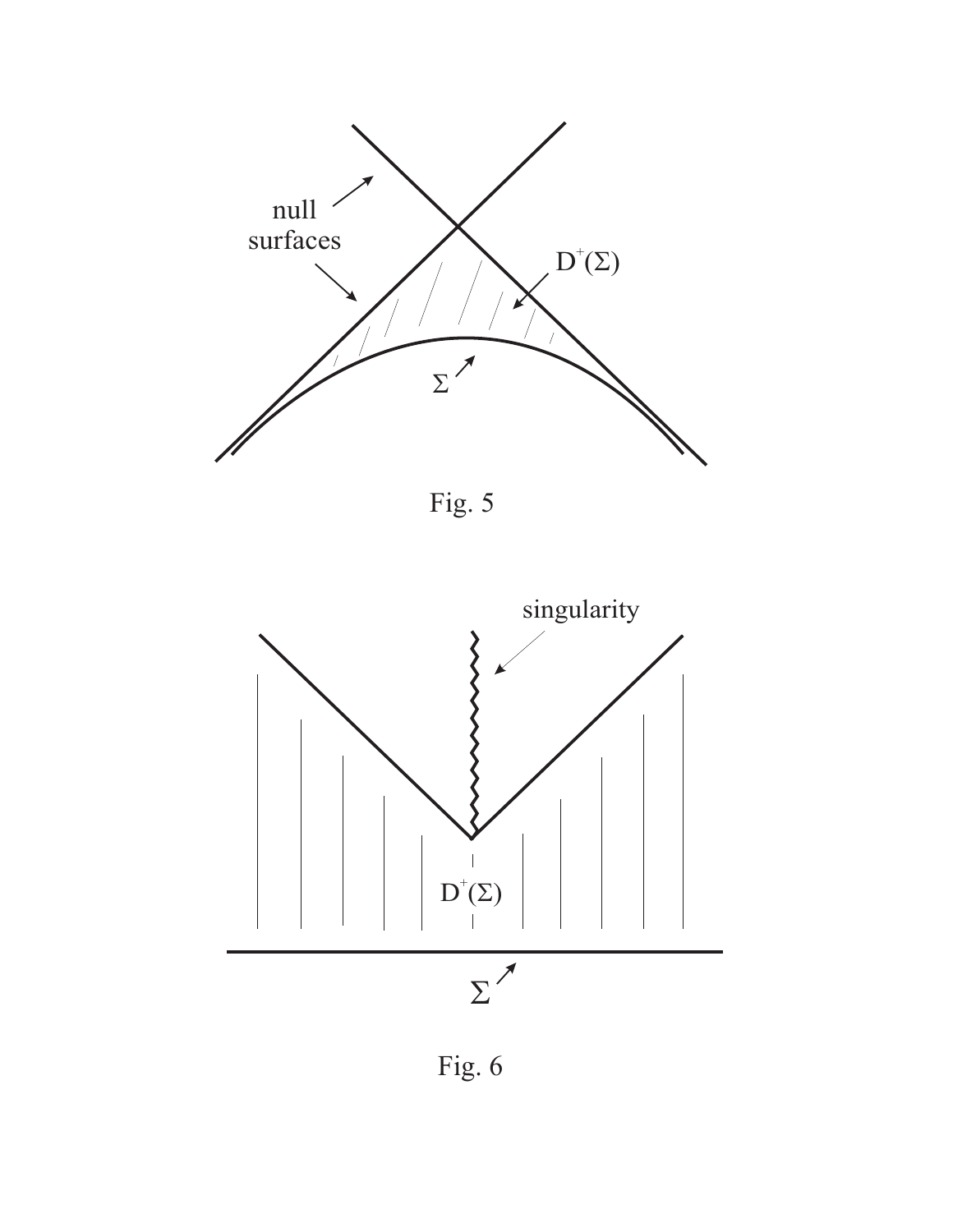Fig. 5

Fig. 6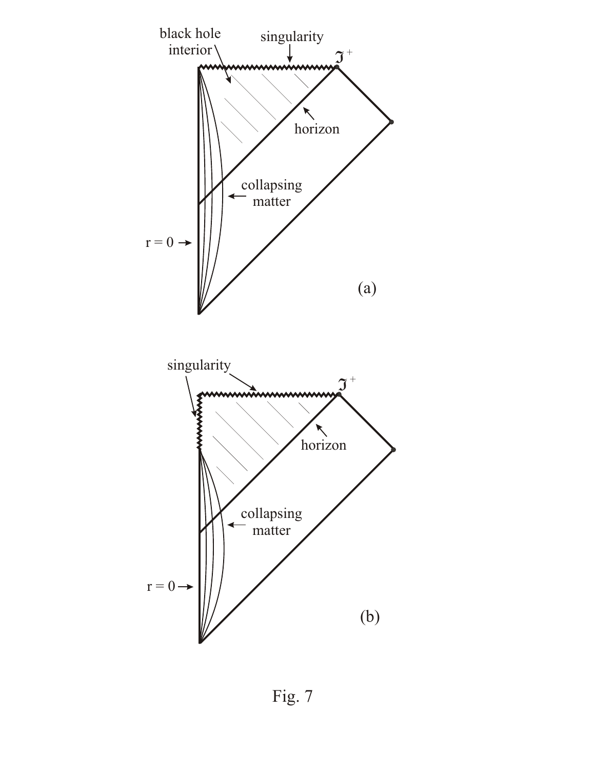Fig. 7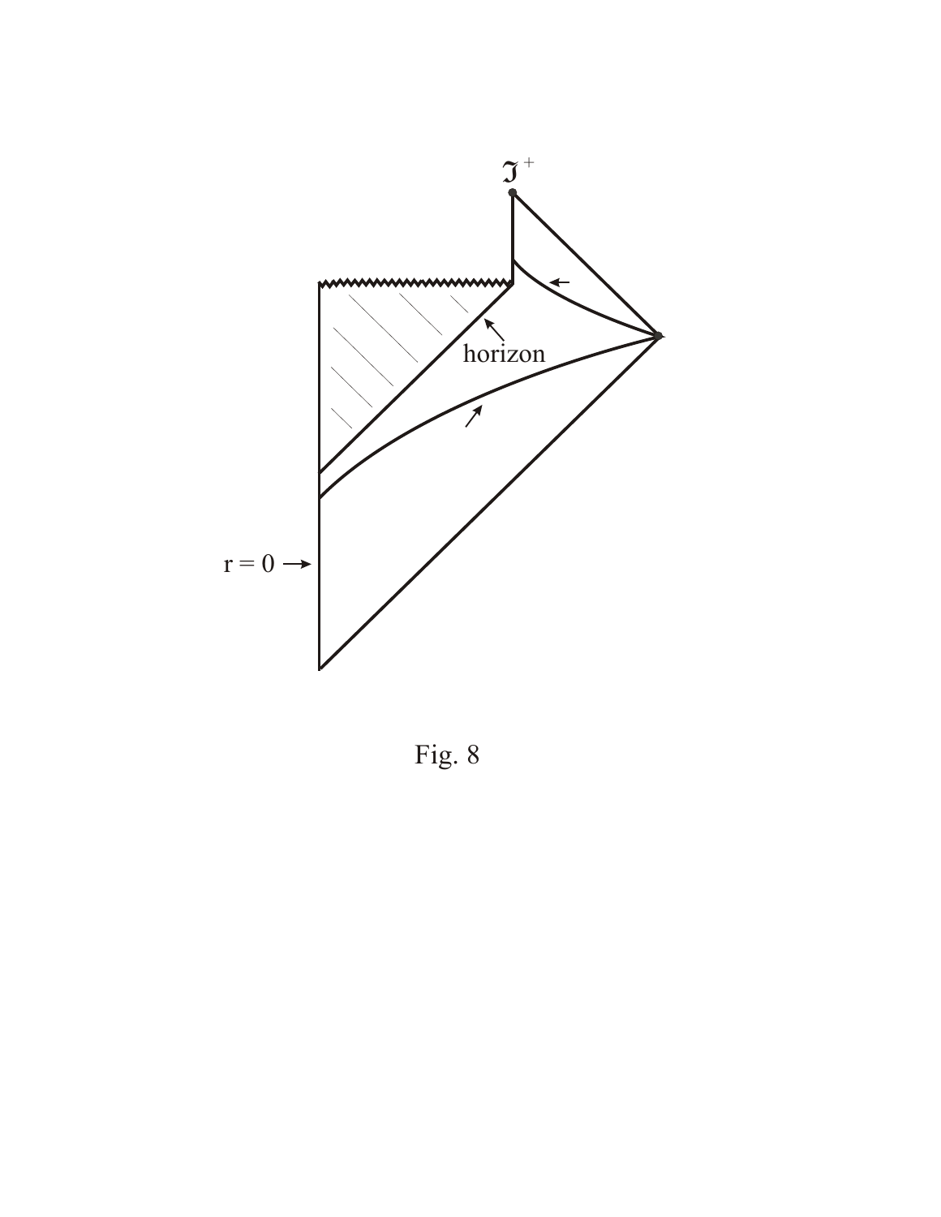$\mathfrak{I}^+$

horizon

r = 0

Fig. 8